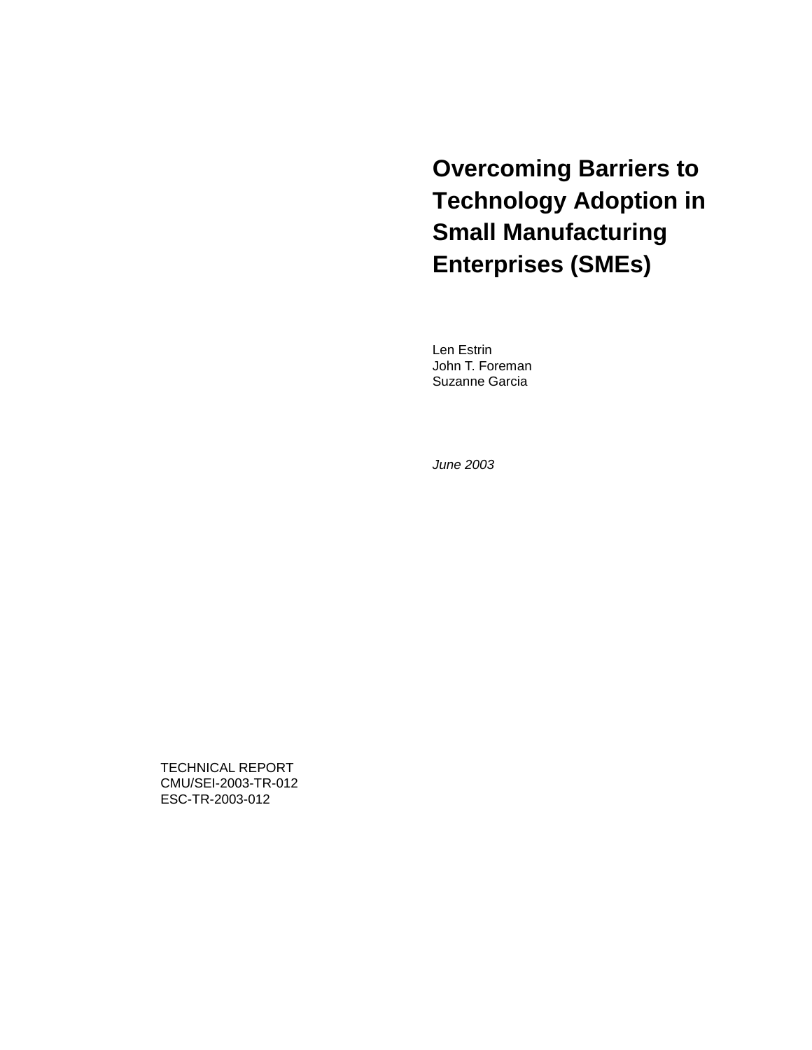# Overcoming Barriers to Technology Adoption in Small Manufacturing Enterprises (SMEs)

Len Estrin
John T. Foreman
Suzanne Garcia

*June 2003*

TECHNICAL REPORT
CMU/SEI-2003-TR-012
ESC-TR-2003-012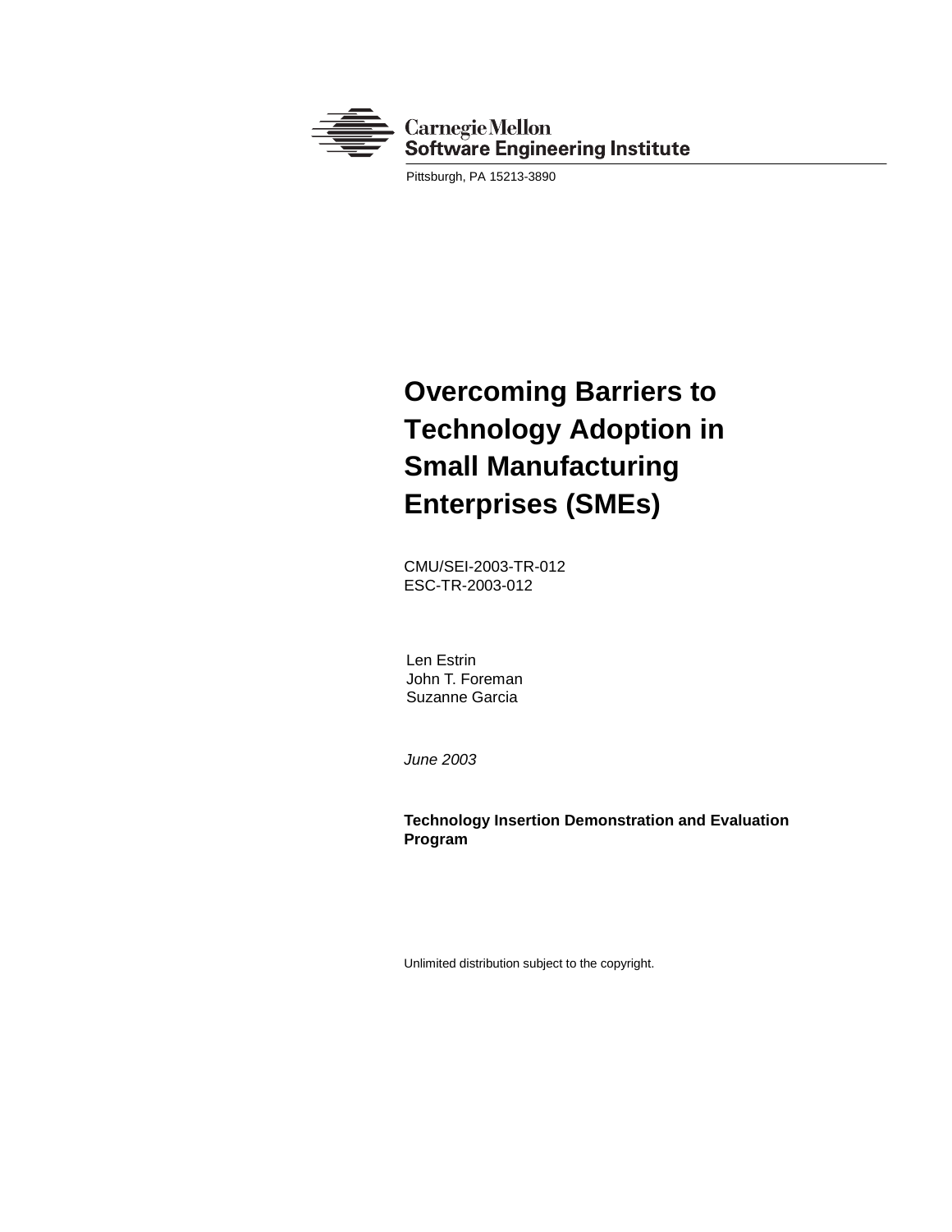Carnegie Mellon
Software Engineering Institute

Pittsburgh, PA 15213-3890

# Overcoming Barriers to Technology Adoption in Small Manufacturing Enterprises (SMEs)

CMU/SEI-2003-TR-012
ESC-TR-2003-012

Len Estrin
John T. Foreman
Suzanne Garcia

*June 2003*

**Technology Insertion Demonstration and Evaluation Program**

Unlimited distribution subject to the copyright.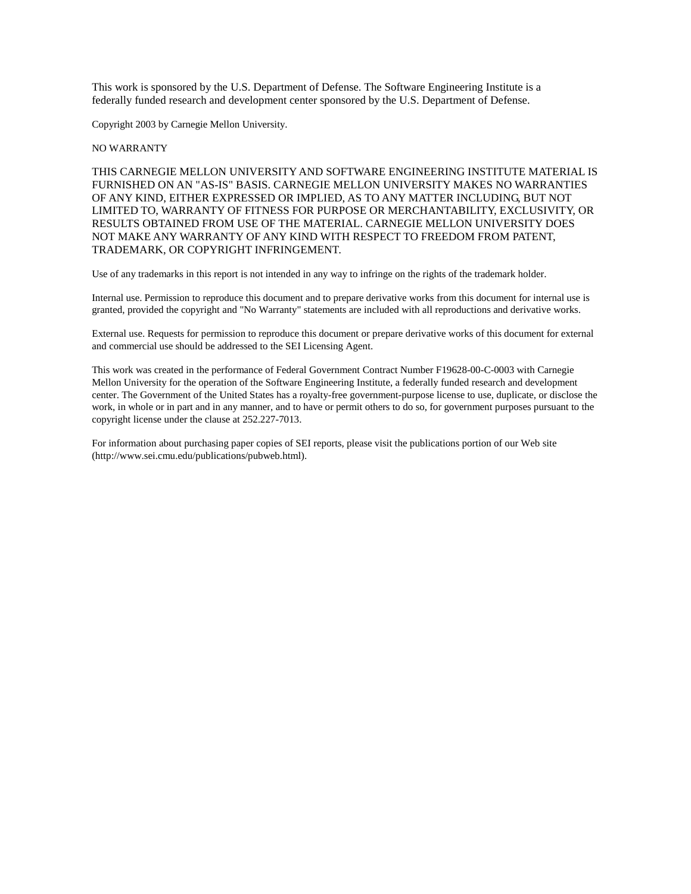This work is sponsored by the U.S. Department of Defense. The Software Engineering Institute is a federally funded research and development center sponsored by the U.S. Department of Defense.

Copyright 2003 by Carnegie Mellon University.

NO WARRANTY

THIS CARNEGIE MELLON UNIVERSITY AND SOFTWARE ENGINEERING INSTITUTE MATERIAL IS FURNISHED ON AN "AS-IS" BASIS. CARNEGIE MELLON UNIVERSITY MAKES NO WARRANTIES OF ANY KIND, EITHER EXPRESSED OR IMPLIED, AS TO ANY MATTER INCLUDING, BUT NOT LIMITED TO, WARRANTY OF FITNESS FOR PURPOSE OR MERCHANTABILITY, EXCLUSIVITY, OR RESULTS OBTAINED FROM USE OF THE MATERIAL. CARNEGIE MELLON UNIVERSITY DOES NOT MAKE ANY WARRANTY OF ANY KIND WITH RESPECT TO FREEDOM FROM PATENT, TRADEMARK, OR COPYRIGHT INFRINGEMENT.

Use of any trademarks in this report is not intended in any way to infringe on the rights of the trademark holder.

Internal use. Permission to reproduce this document and to prepare derivative works from this document for internal use is granted, provided the copyright and "No Warranty" statements are included with all reproductions and derivative works.

External use. Requests for permission to reproduce this document or prepare derivative works of this document for external and commercial use should be addressed to the SEI Licensing Agent.

This work was created in the performance of Federal Government Contract Number F19628-00-C-0003 with Carnegie Mellon University for the operation of the Software Engineering Institute, a federally funded research and development center. The Government of the United States has a royalty-free government-purpose license to use, duplicate, or disclose the work, in whole or in part and in any manner, and to have or permit others to do so, for government purposes pursuant to the copyright license under the clause at 252.227-7013.

For information about purchasing paper copies of SEI reports, please visit the publications portion of our Web site (http://www.sei.cmu.edu/publications/pubweb.html).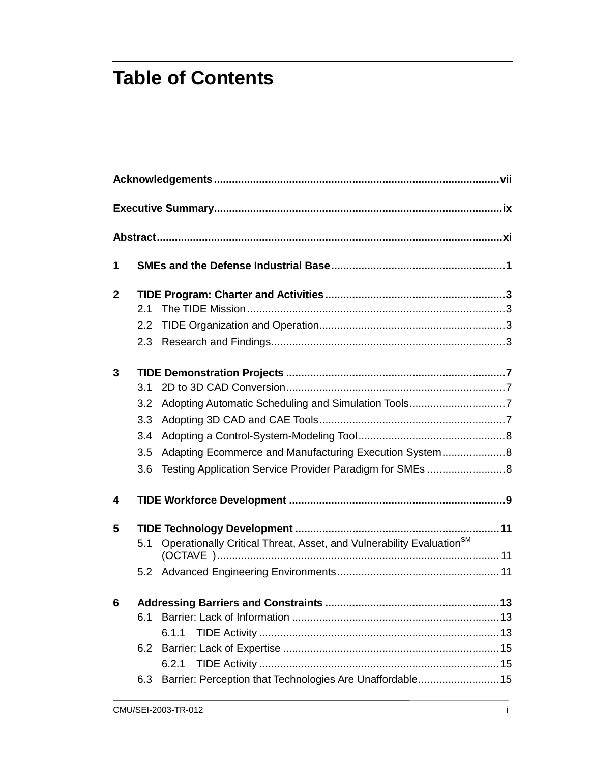# Table of Contents

**Acknowledgements** .......... vii

**Executive Summary** .......... ix

**Abstract** .......... xi

**1 SMEs and the Defense Industrial Base** .......... 1

**2 TIDE Program: Charter and Activities** .......... 3
- 2.1 The TIDE Mission .......... 3
- 2.2 TIDE Organization and Operation .......... 3
- 2.3 Research and Findings .......... 3

**3 TIDE Demonstration Projects** .......... 7
- 3.1 2D to 3D CAD Conversion .......... 7
- 3.2 Adopting Automatic Scheduling and Simulation Tools .......... 7
- 3.3 Adopting 3D CAD and CAE Tools .......... 7
- 3.4 Adopting a Control-System-Modeling Tool .......... 8
- 3.5 Adapting Ecommerce and Manufacturing Execution System .......... 8
- 3.6 Testing Application Service Provider Paradigm for SMEs .......... 8

**4 TIDE Workforce Development** .......... 9

**5 TIDE Technology Development** .......... 11
- 5.1 Operationally Critical Threat, Asset, and Vulnerability Evaluation[SM] (OCTAVE ) .......... 11
- 5.2 Advanced Engineering Environments .......... 11

**6 Addressing Barriers and Constraints** .......... 13
- 6.1 Barrier: Lack of Information .......... 13
  - 6.1.1 TIDE Activity .......... 13
- 6.2 Barrier: Lack of Expertise .......... 15
  - 6.2.1 TIDE Activity .......... 15
- 6.3 Barrier: Perception that Technologies Are Unaffordable .......... 15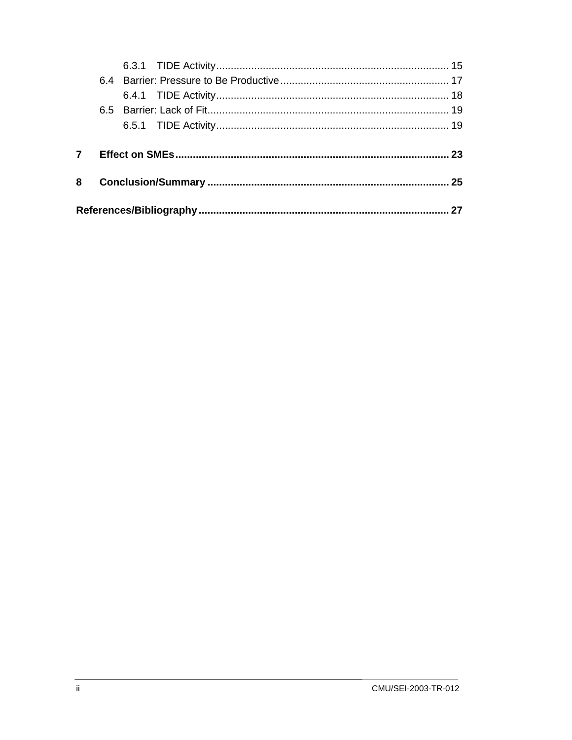6.3.1 TIDE Activity ............................................................................... 15

6.4 Barrier: Pressure to Be Productive......................................................... 17

6.4.1 TIDE Activity ............................................................................... 18

6.5 Barrier: Lack of Fit.................................................................................. 19

6.5.1 TIDE Activity ............................................................................... 19

**7 Effect on SMEs............................................................................................ 23**

**8 Conclusion/Summary ................................................................................. 25**

**References/Bibliography .................................................................................... 27**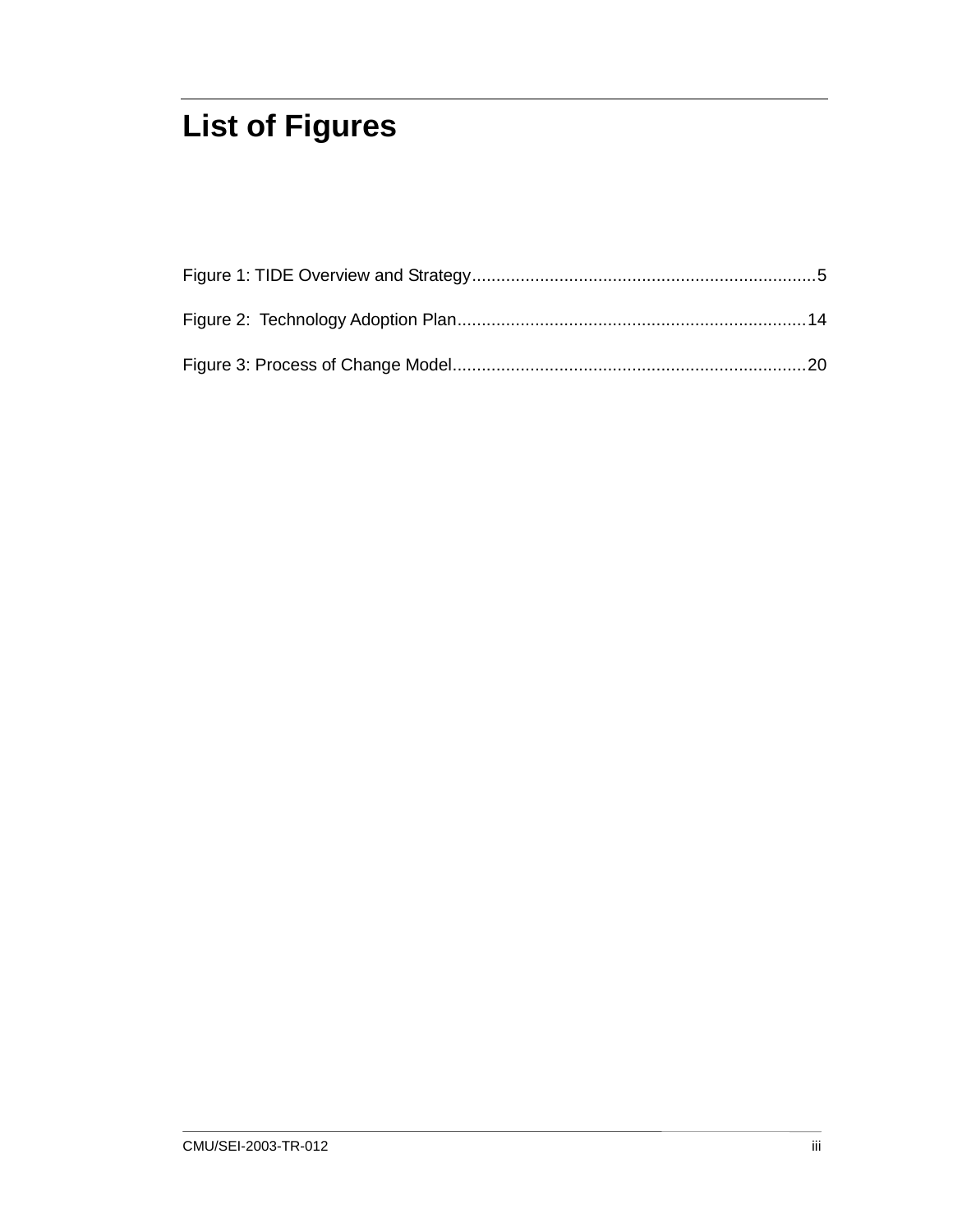# List of Figures

Figure 1: TIDE Overview and Strategy......................................................................5

Figure 2: Technology Adoption Plan.......................................................................14

Figure 3: Process of Change Model........................................................................20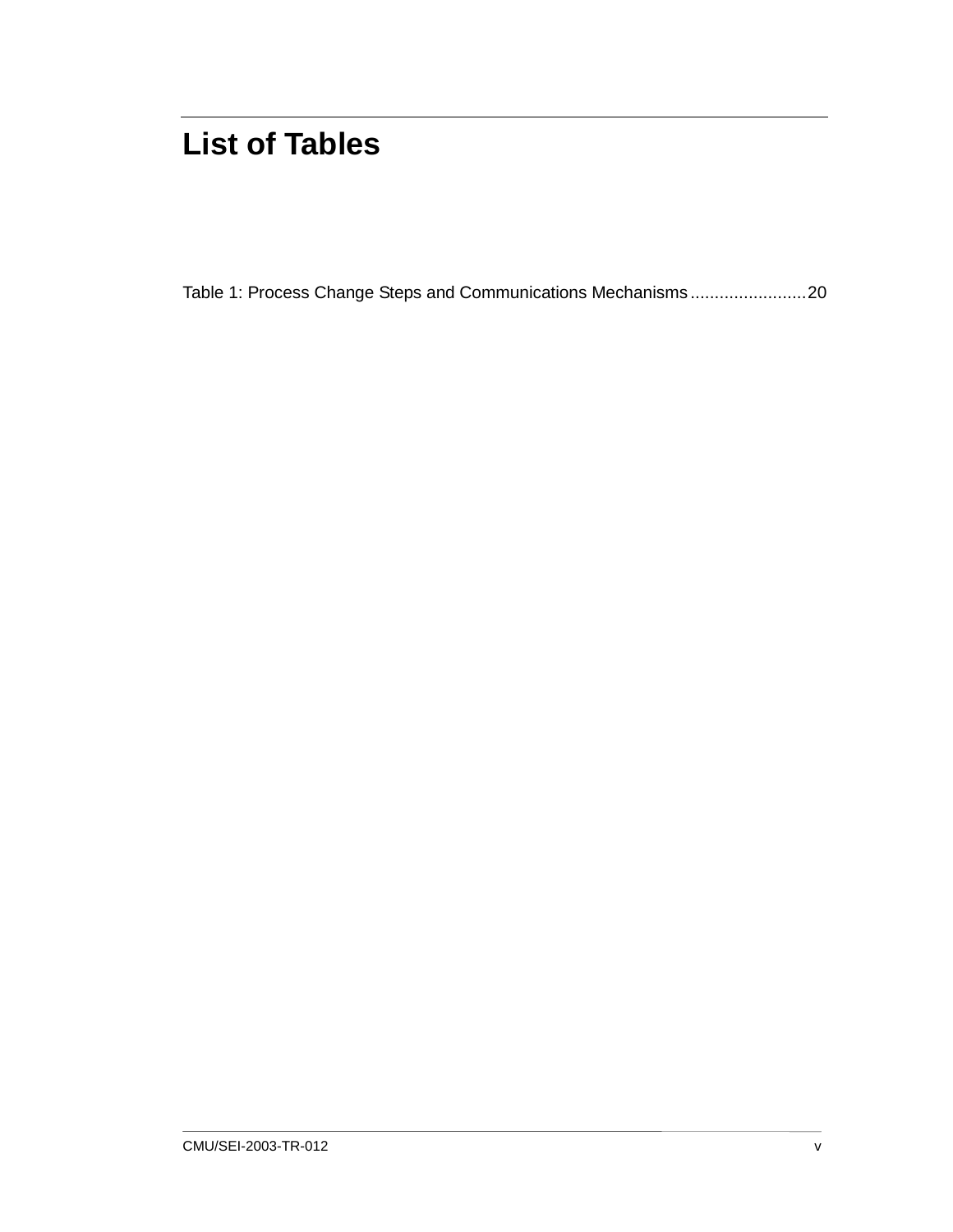# List of Tables

Table 1: Process Change Steps and Communications Mechanisms........................20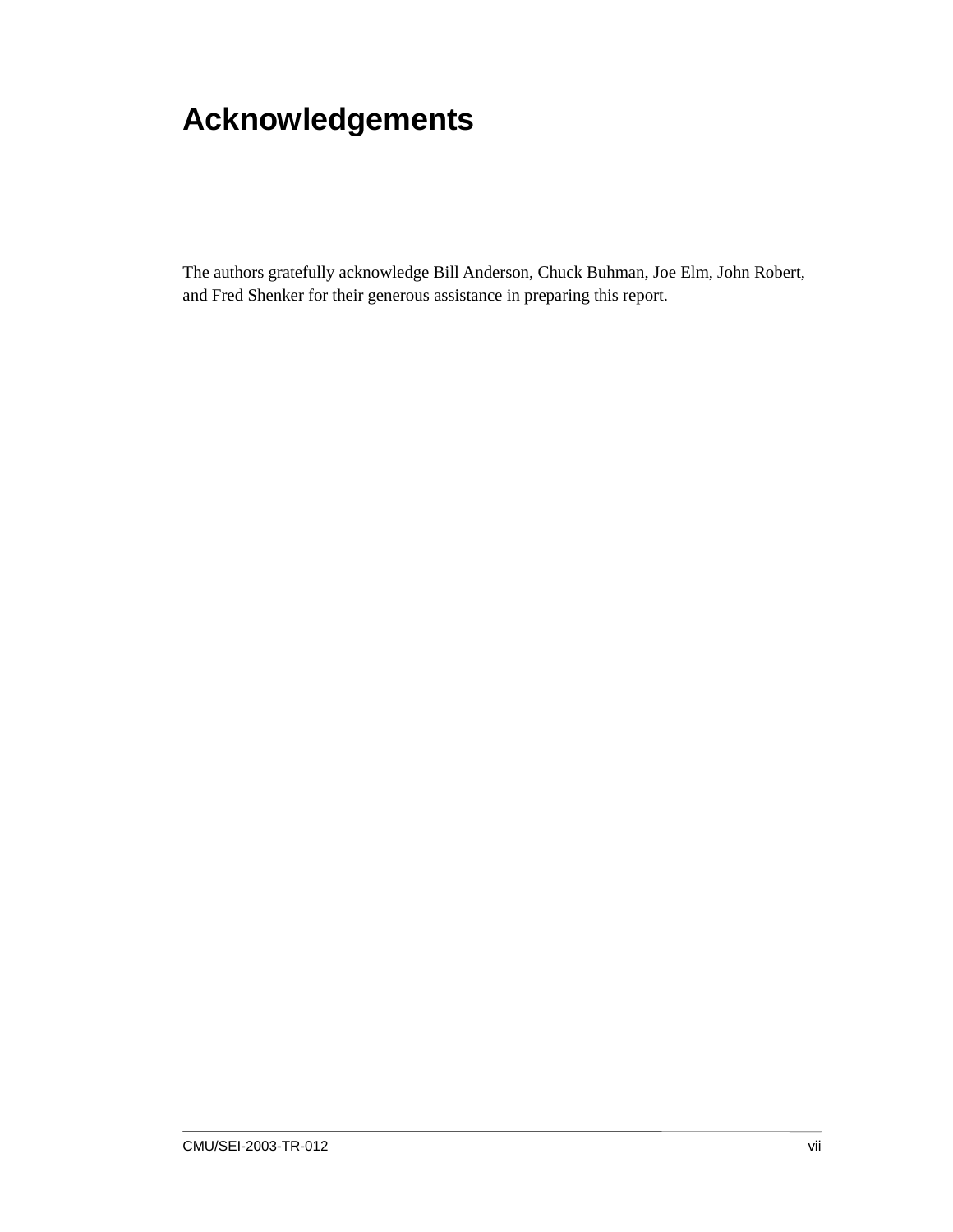# Acknowledgements

The authors gratefully acknowledge Bill Anderson, Chuck Buhman, Joe Elm, John Robert, and Fred Shenker for their generous assistance in preparing this report.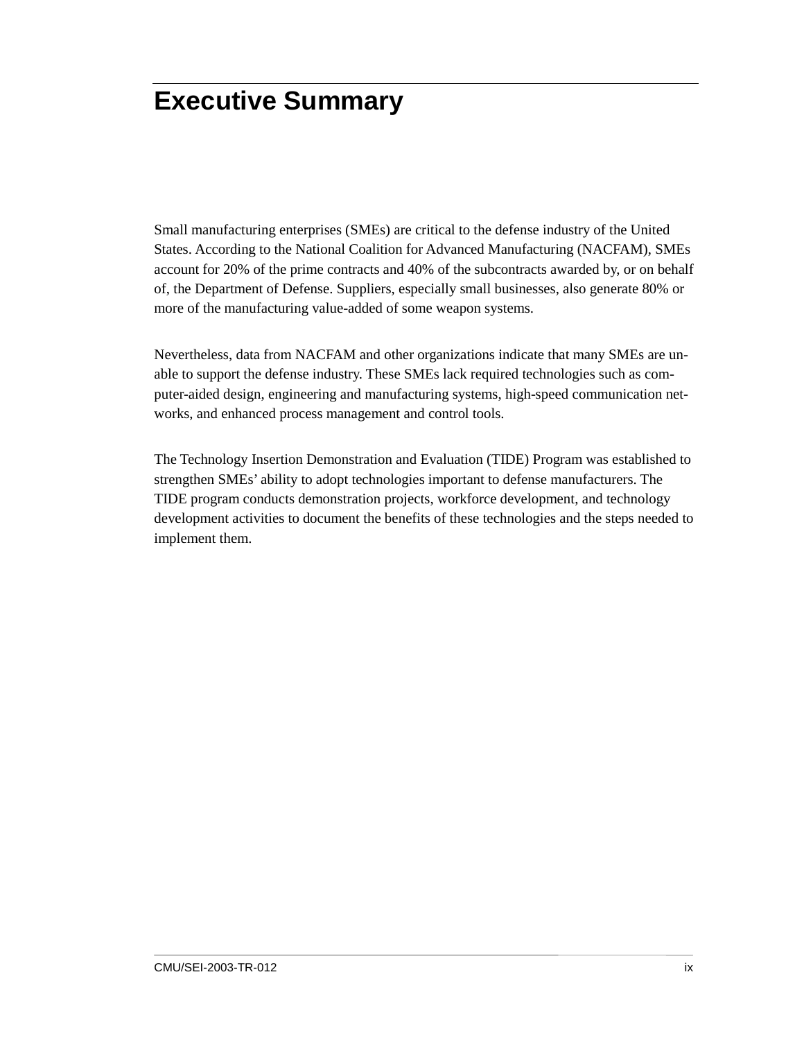# Executive Summary

Small manufacturing enterprises (SMEs) are critical to the defense industry of the United States. According to the National Coalition for Advanced Manufacturing (NACFAM), SMEs account for 20% of the prime contracts and 40% of the subcontracts awarded by, or on behalf of, the Department of Defense. Suppliers, especially small businesses, also generate 80% or more of the manufacturing value-added of some weapon systems.

Nevertheless, data from NACFAM and other organizations indicate that many SMEs are unable to support the defense industry. These SMEs lack required technologies such as computer-aided design, engineering and manufacturing systems, high-speed communication networks, and enhanced process management and control tools.

The Technology Insertion Demonstration and Evaluation (TIDE) Program was established to strengthen SMEs' ability to adopt technologies important to defense manufacturers. The TIDE program conducts demonstration projects, workforce development, and technology development activities to document the benefits of these technologies and the steps needed to implement them.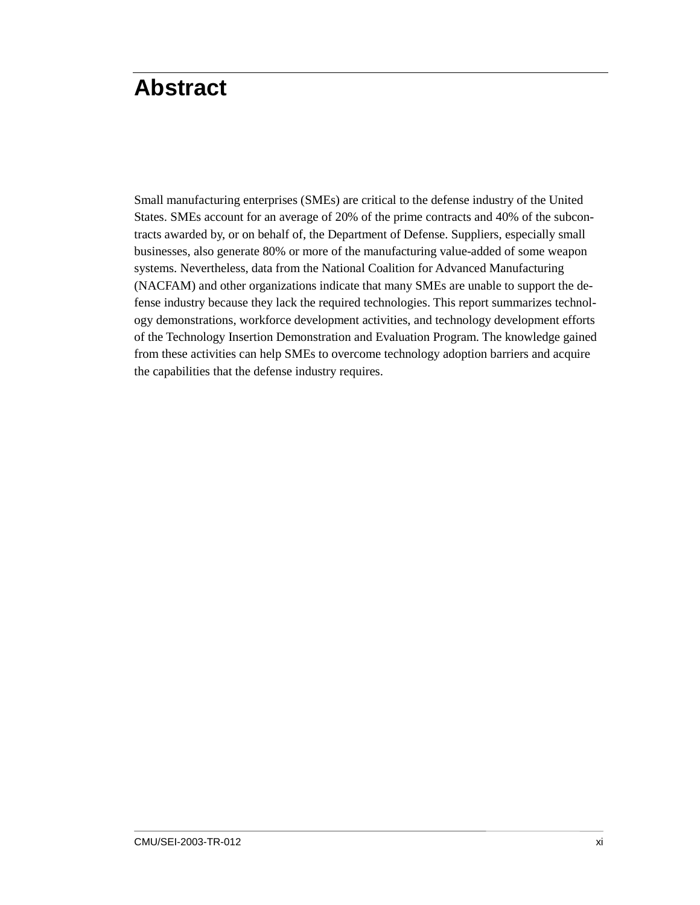# Abstract

Small manufacturing enterprises (SMEs) are critical to the defense industry of the United States. SMEs account for an average of 20% of the prime contracts and 40% of the subcontracts awarded by, or on behalf of, the Department of Defense. Suppliers, especially small businesses, also generate 80% or more of the manufacturing value-added of some weapon systems. Nevertheless, data from the National Coalition for Advanced Manufacturing (NACFAM) and other organizations indicate that many SMEs are unable to support the defense industry because they lack the required technologies. This report summarizes technology demonstrations, workforce development activities, and technology development efforts of the Technology Insertion Demonstration and Evaluation Program. The knowledge gained from these activities can help SMEs to overcome technology adoption barriers and acquire the capabilities that the defense industry requires.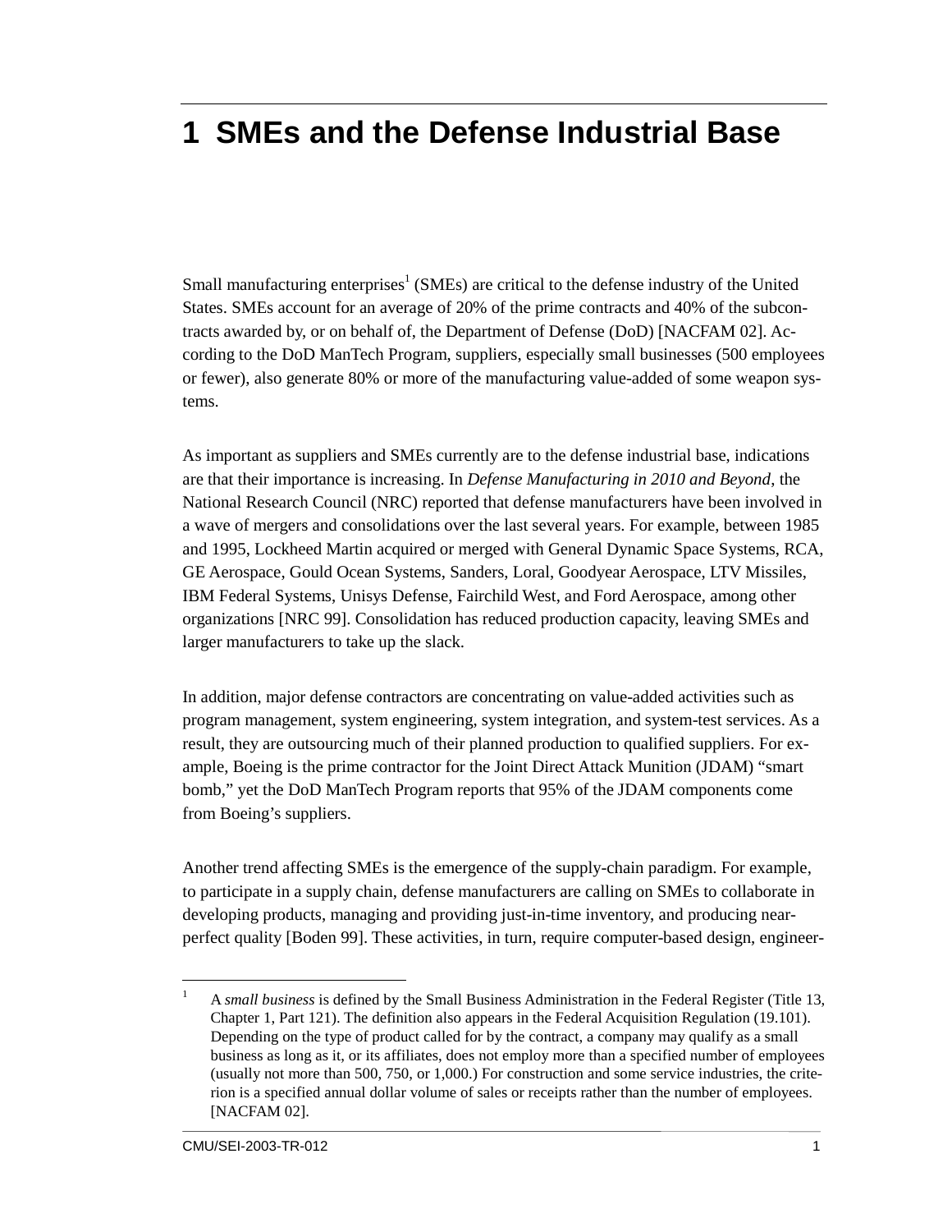# 1 SMEs and the Defense Industrial Base

Small manufacturing enterprises[1] (SMEs) are critical to the defense industry of the United States. SMEs account for an average of 20% of the prime contracts and 40% of the subcontracts awarded by, or on behalf of, the Department of Defense (DoD) [NACFAM 02]. According to the DoD ManTech Program, suppliers, especially small businesses (500 employees or fewer), also generate 80% or more of the manufacturing value-added of some weapon systems.

As important as suppliers and SMEs currently are to the defense industrial base, indications are that their importance is increasing. In *Defense Manufacturing in 2010 and Beyond*, the National Research Council (NRC) reported that defense manufacturers have been involved in a wave of mergers and consolidations over the last several years. For example, between 1985 and 1995, Lockheed Martin acquired or merged with General Dynamic Space Systems, RCA, GE Aerospace, Gould Ocean Systems, Sanders, Loral, Goodyear Aerospace, LTV Missiles, IBM Federal Systems, Unisys Defense, Fairchild West, and Ford Aerospace, among other organizations [NRC 99]. Consolidation has reduced production capacity, leaving SMEs and larger manufacturers to take up the slack.

In addition, major defense contractors are concentrating on value-added activities such as program management, system engineering, system integration, and system-test services. As a result, they are outsourcing much of their planned production to qualified suppliers. For example, Boeing is the prime contractor for the Joint Direct Attack Munition (JDAM) "smart bomb," yet the DoD ManTech Program reports that 95% of the JDAM components come from Boeing's suppliers.

Another trend affecting SMEs is the emergence of the supply-chain paradigm. For example, to participate in a supply chain, defense manufacturers are calling on SMEs to collaborate in developing products, managing and providing just-in-time inventory, and producing near-perfect quality [Boden 99]. These activities, in turn, require computer-based design, engineer-

---

[1] A *small business* is defined by the Small Business Administration in the Federal Register (Title 13, Chapter 1, Part 121). The definition also appears in the Federal Acquisition Regulation (19.101). Depending on the type of product called for by the contract, a company may qualify as a small business as long as it, or its affiliates, does not employ more than a specified number of employees (usually not more than 500, 750, or 1,000.) For construction and some service industries, the criterion is a specified annual dollar volume of sales or receipts rather than the number of employees. [NACFAM 02].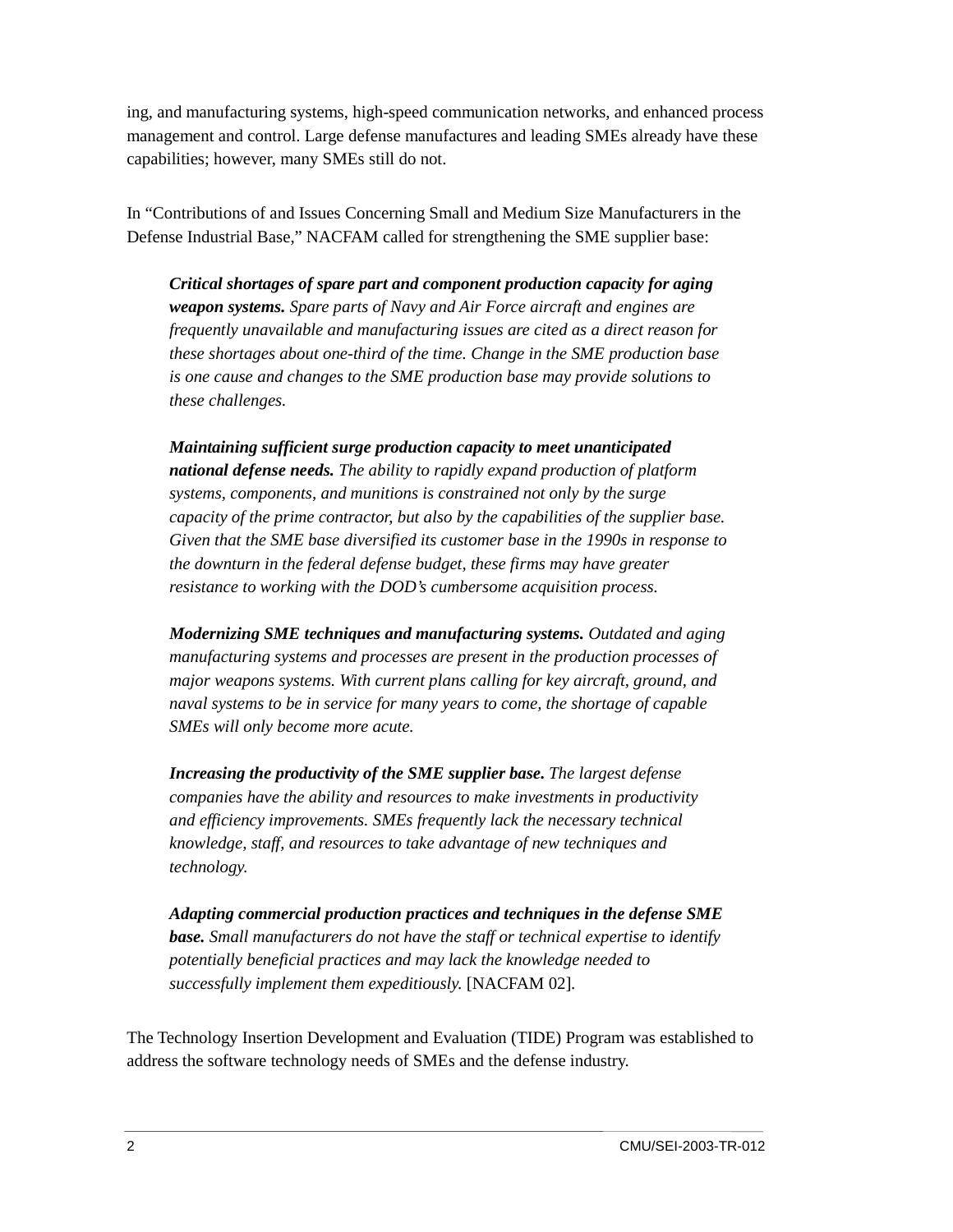ing, and manufacturing systems, high-speed communication networks, and enhanced process management and control. Large defense manufactures and leading SMEs already have these capabilities; however, many SMEs still do not.

In "Contributions of and Issues Concerning Small and Medium Size Manufacturers in the Defense Industrial Base," NACFAM called for strengthening the SME supplier base:

> ***Critical shortages of spare part and component production capacity for aging weapon systems.*** *Spare parts of Navy and Air Force aircraft and engines are frequently unavailable and manufacturing issues are cited as a direct reason for these shortages about one-third of the time. Change in the SME production base is one cause and changes to the SME production base may provide solutions to these challenges.*
>
> ***Maintaining sufficient surge production capacity to meet unanticipated national defense needs.*** *The ability to rapidly expand production of platform systems, components, and munitions is constrained not only by the surge capacity of the prime contractor, but also by the capabilities of the supplier base. Given that the SME base diversified its customer base in the 1990s in response to the downturn in the federal defense budget, these firms may have greater resistance to working with the DOD's cumbersome acquisition process.*
>
> ***Modernizing SME techniques and manufacturing systems.*** *Outdated and aging manufacturing systems and processes are present in the production processes of major weapons systems. With current plans calling for key aircraft, ground, and naval systems to be in service for many years to come, the shortage of capable SMEs will only become more acute.*
>
> ***Increasing the productivity of the SME supplier base.*** *The largest defense companies have the ability and resources to make investments in productivity and efficiency improvements. SMEs frequently lack the necessary technical knowledge, staff, and resources to take advantage of new techniques and technology.*
>
> ***Adapting commercial production practices and techniques in the defense SME base.*** *Small manufacturers do not have the staff or technical expertise to identify potentially beneficial practices and may lack the knowledge needed to successfully implement them expeditiously.* [NACFAM 02].

The Technology Insertion Development and Evaluation (TIDE) Program was established to address the software technology needs of SMEs and the defense industry.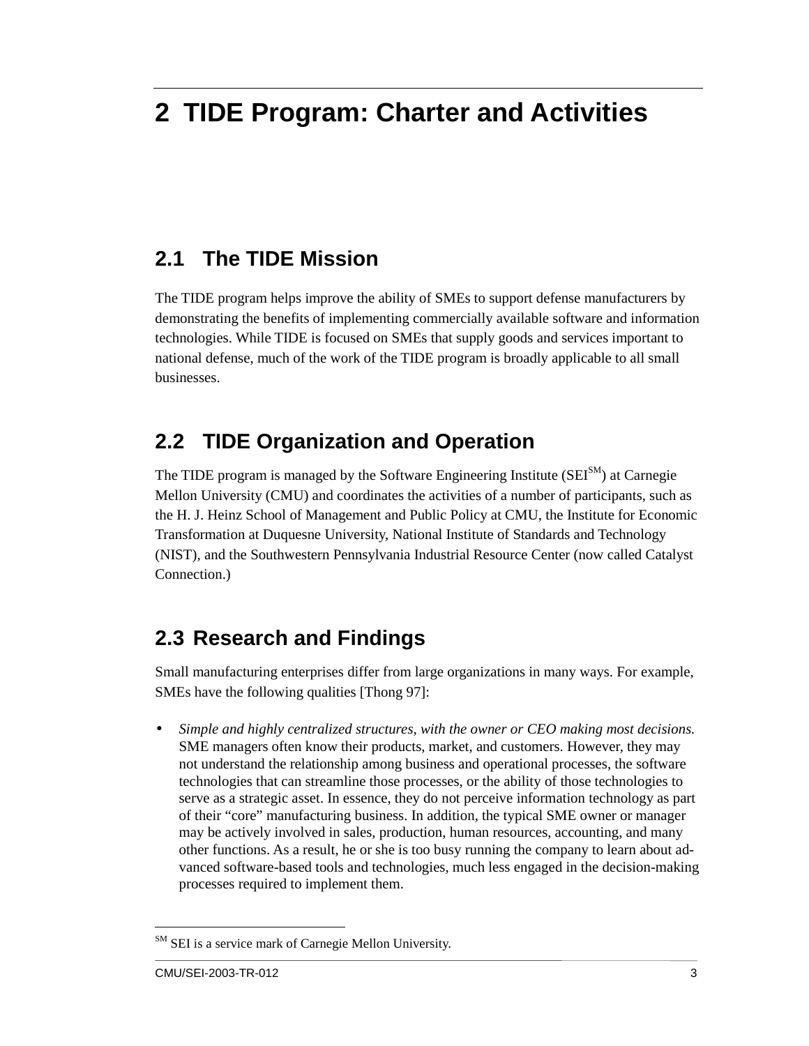# 2 TIDE Program: Charter and Activities

## 2.1 The TIDE Mission

The TIDE program helps improve the ability of SMEs to support defense manufacturers by demonstrating the benefits of implementing commercially available software and information technologies. While TIDE is focused on SMEs that supply goods and services important to national defense, much of the work of the TIDE program is broadly applicable to all small businesses.

## 2.2 TIDE Organization and Operation

The TIDE program is managed by the Software Engineering Institute (SEI[SM]) at Carnegie Mellon University (CMU) and coordinates the activities of a number of participants, such as the H. J. Heinz School of Management and Public Policy at CMU, the Institute for Economic Transformation at Duquesne University, National Institute of Standards and Technology (NIST), and the Southwestern Pennsylvania Industrial Resource Center (now called Catalyst Connection.)

## 2.3 Research and Findings

Small manufacturing enterprises differ from large organizations in many ways. For example, SMEs have the following qualities [Thong 97]:

- *Simple and highly centralized structures, with the owner or CEO making most decisions.* SME managers often know their products, market, and customers. However, they may not understand the relationship among business and operational processes, the software technologies that can streamline those processes, or the ability of those technologies to serve as a strategic asset. In essence, they do not perceive information technology as part of their "core" manufacturing business. In addition, the typical SME owner or manager may be actively involved in sales, production, human resources, accounting, and many other functions. As a result, he or she is too busy running the company to learn about advanced software-based tools and technologies, much less engaged in the decision-making processes required to implement them.

---

[SM] SEI is a service mark of Carnegie Mellon University.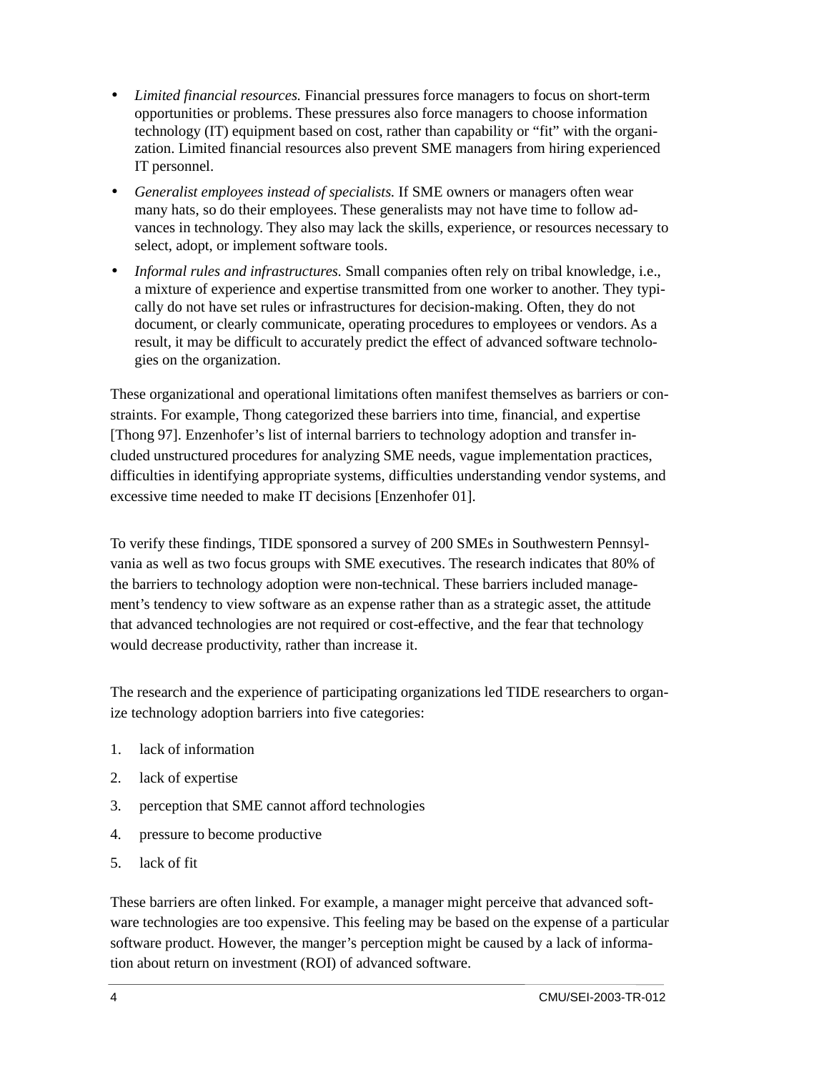- *Limited financial resources.* Financial pressures force managers to focus on short-term opportunities or problems. These pressures also force managers to choose information technology (IT) equipment based on cost, rather than capability or "fit" with the organization. Limited financial resources also prevent SME managers from hiring experienced IT personnel.
- *Generalist employees instead of specialists.* If SME owners or managers often wear many hats, so do their employees. These generalists may not have time to follow advances in technology. They also may lack the skills, experience, or resources necessary to select, adopt, or implement software tools.
- *Informal rules and infrastructures.* Small companies often rely on tribal knowledge, i.e., a mixture of experience and expertise transmitted from one worker to another. They typically do not have set rules or infrastructures for decision-making. Often, they do not document, or clearly communicate, operating procedures to employees or vendors. As a result, it may be difficult to accurately predict the effect of advanced software technologies on the organization.

These organizational and operational limitations often manifest themselves as barriers or constraints. For example, Thong categorized these barriers into time, financial, and expertise [Thong 97]. Enzenhofer's list of internal barriers to technology adoption and transfer included unstructured procedures for analyzing SME needs, vague implementation practices, difficulties in identifying appropriate systems, difficulties understanding vendor systems, and excessive time needed to make IT decisions [Enzenhofer 01].

To verify these findings, TIDE sponsored a survey of 200 SMEs in Southwestern Pennsylvania as well as two focus groups with SME executives. The research indicates that 80% of the barriers to technology adoption were non-technical. These barriers included management's tendency to view software as an expense rather than as a strategic asset, the attitude that advanced technologies are not required or cost-effective, and the fear that technology would decrease productivity, rather than increase it.

The research and the experience of participating organizations led TIDE researchers to organize technology adoption barriers into five categories:

1. lack of information
2. lack of expertise
3. perception that SME cannot afford technologies
4. pressure to become productive
5. lack of fit

These barriers are often linked. For example, a manager might perceive that advanced software technologies are too expensive. This feeling may be based on the expense of a particular software product. However, the manger's perception might be caused by a lack of information about return on investment (ROI) of advanced software.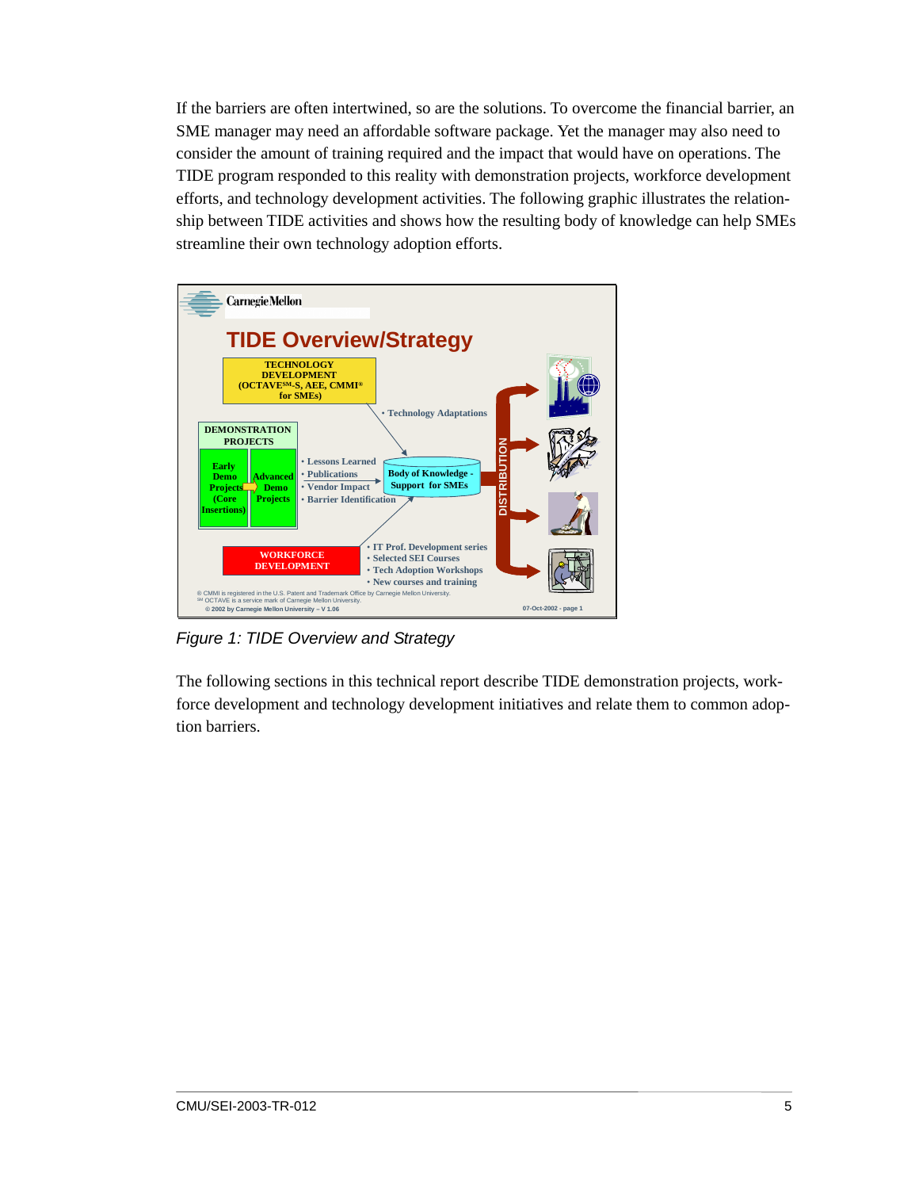If the barriers are often intertwined, so are the solutions. To overcome the financial barrier, an SME manager may need an affordable software package. Yet the manager may also need to consider the amount of training required and the impact that would have on operations. The TIDE program responded to this reality with demonstration projects, workforce development efforts, and technology development activities. The following graphic illustrates the relationship between TIDE activities and shows how the resulting body of knowledge can help SMEs streamline their own technology adoption efforts.

*Figure 1: TIDE Overview and Strategy*

The following sections in this technical report describe TIDE demonstration projects, workforce development and technology development initiatives and relate them to common adoption barriers.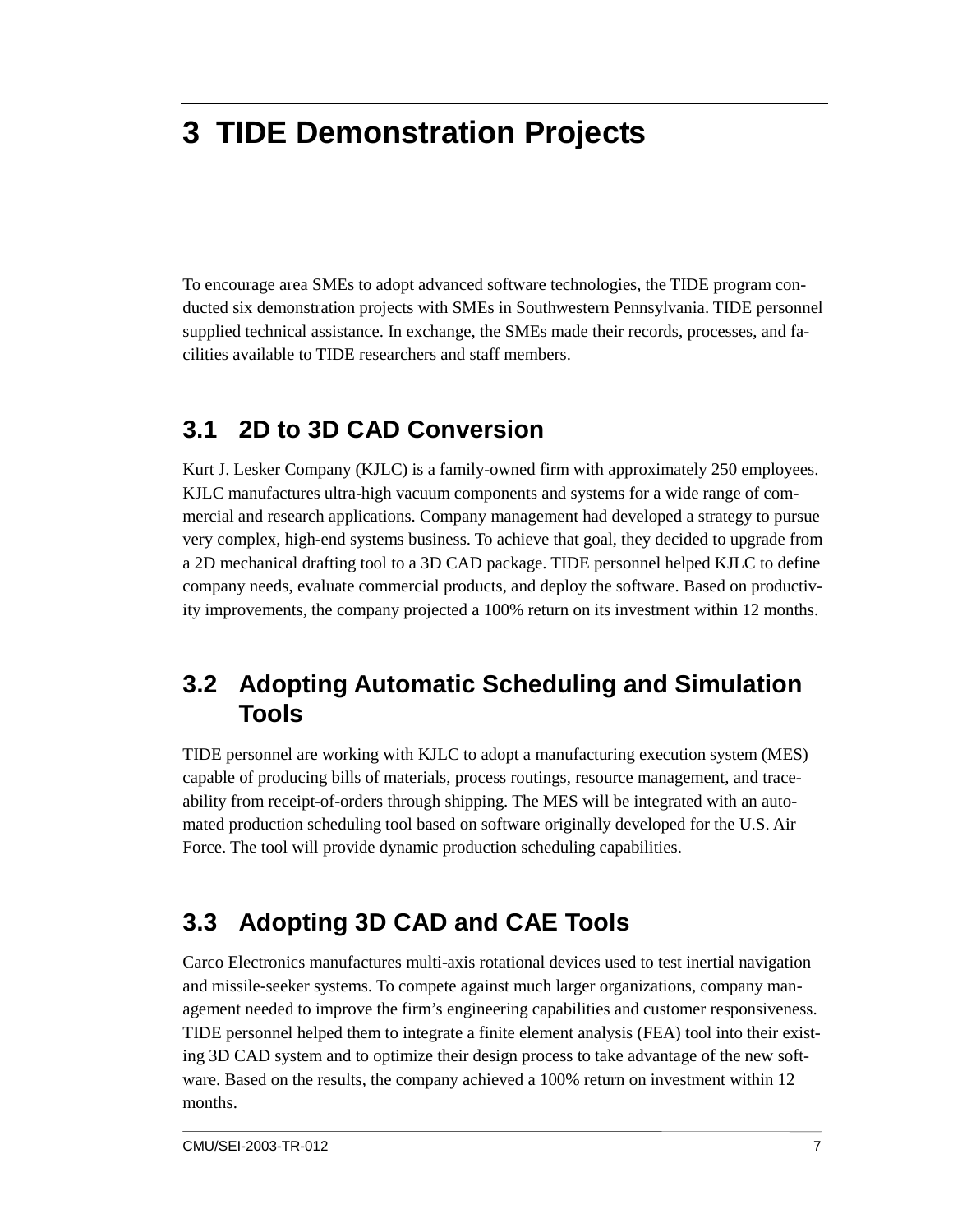# 3 TIDE Demonstration Projects

To encourage area SMEs to adopt advanced software technologies, the TIDE program conducted six demonstration projects with SMEs in Southwestern Pennsylvania. TIDE personnel supplied technical assistance. In exchange, the SMEs made their records, processes, and facilities available to TIDE researchers and staff members.

## 3.1 2D to 3D CAD Conversion

Kurt J. Lesker Company (KJLC) is a family-owned firm with approximately 250 employees. KJLC manufactures ultra-high vacuum components and systems for a wide range of commercial and research applications. Company management had developed a strategy to pursue very complex, high-end systems business. To achieve that goal, they decided to upgrade from a 2D mechanical drafting tool to a 3D CAD package. TIDE personnel helped KJLC to define company needs, evaluate commercial products, and deploy the software. Based on productivity improvements, the company projected a 100% return on its investment within 12 months.

## 3.2 Adopting Automatic Scheduling and Simulation Tools

TIDE personnel are working with KJLC to adopt a manufacturing execution system (MES) capable of producing bills of materials, process routings, resource management, and traceability from receipt-of-orders through shipping. The MES will be integrated with an automated production scheduling tool based on software originally developed for the U.S. Air Force. The tool will provide dynamic production scheduling capabilities.

## 3.3 Adopting 3D CAD and CAE Tools

Carco Electronics manufactures multi-axis rotational devices used to test inertial navigation and missile-seeker systems. To compete against much larger organizations, company management needed to improve the firm's engineering capabilities and customer responsiveness. TIDE personnel helped them to integrate a finite element analysis (FEA) tool into their existing 3D CAD system and to optimize their design process to take advantage of the new software. Based on the results, the company achieved a 100% return on investment within 12 months.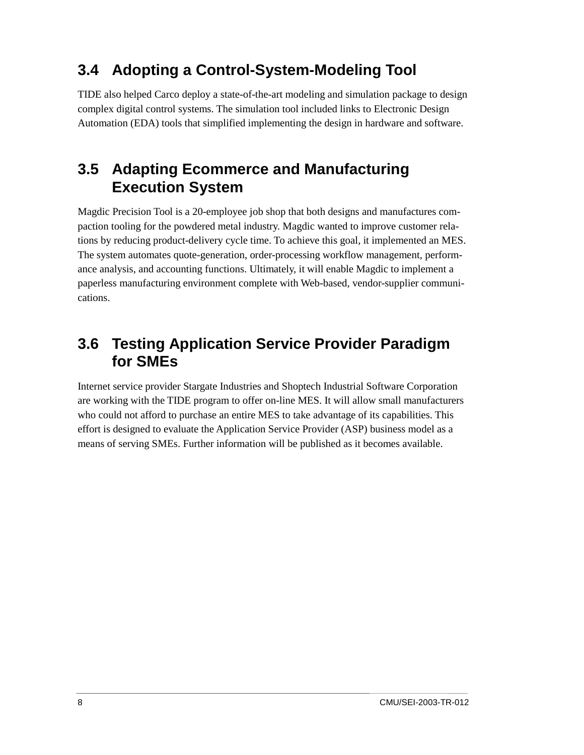## 3.4 Adopting a Control-System-Modeling Tool

TIDE also helped Carco deploy a state-of-the-art modeling and simulation package to design complex digital control systems. The simulation tool included links to Electronic Design Automation (EDA) tools that simplified implementing the design in hardware and software.

## 3.5 Adapting Ecommerce and Manufacturing Execution System

Magdic Precision Tool is a 20-employee job shop that both designs and manufactures compaction tooling for the powdered metal industry. Magdic wanted to improve customer relations by reducing product-delivery cycle time. To achieve this goal, it implemented an MES. The system automates quote-generation, order-processing workflow management, performance analysis, and accounting functions. Ultimately, it will enable Magdic to implement a paperless manufacturing environment complete with Web-based, vendor-supplier communications.

## 3.6 Testing Application Service Provider Paradigm for SMEs

Internet service provider Stargate Industries and Shoptech Industrial Software Corporation are working with the TIDE program to offer on-line MES. It will allow small manufacturers who could not afford to purchase an entire MES to take advantage of its capabilities. This effort is designed to evaluate the Application Service Provider (ASP) business model as a means of serving SMEs. Further information will be published as it becomes available.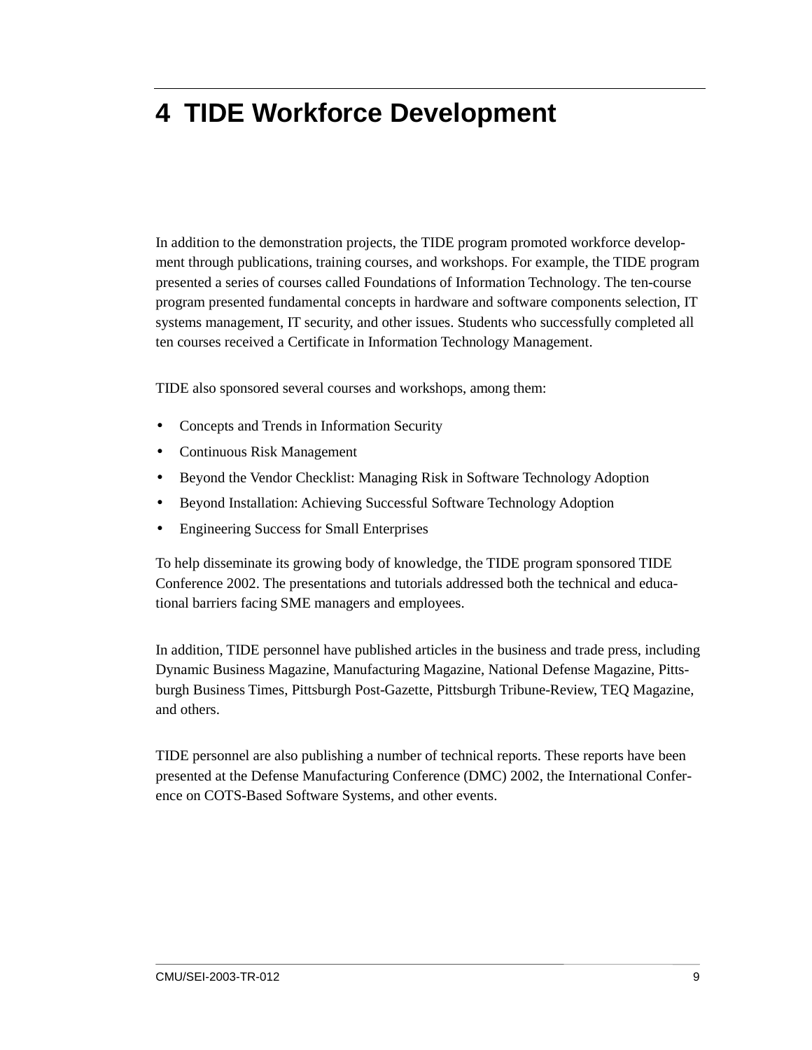# 4 TIDE Workforce Development

In addition to the demonstration projects, the TIDE program promoted workforce development through publications, training courses, and workshops. For example, the TIDE program presented a series of courses called Foundations of Information Technology. The ten-course program presented fundamental concepts in hardware and software components selection, IT systems management, IT security, and other issues. Students who successfully completed all ten courses received a Certificate in Information Technology Management.

TIDE also sponsored several courses and workshops, among them:

- Concepts and Trends in Information Security
- Continuous Risk Management
- Beyond the Vendor Checklist: Managing Risk in Software Technology Adoption
- Beyond Installation: Achieving Successful Software Technology Adoption
- Engineering Success for Small Enterprises

To help disseminate its growing body of knowledge, the TIDE program sponsored TIDE Conference 2002. The presentations and tutorials addressed both the technical and educational barriers facing SME managers and employees.

In addition, TIDE personnel have published articles in the business and trade press, including Dynamic Business Magazine, Manufacturing Magazine, National Defense Magazine, Pittsburgh Business Times, Pittsburgh Post-Gazette, Pittsburgh Tribune-Review, TEQ Magazine, and others.

TIDE personnel are also publishing a number of technical reports. These reports have been presented at the Defense Manufacturing Conference (DMC) 2002, the International Conference on COTS-Based Software Systems, and other events.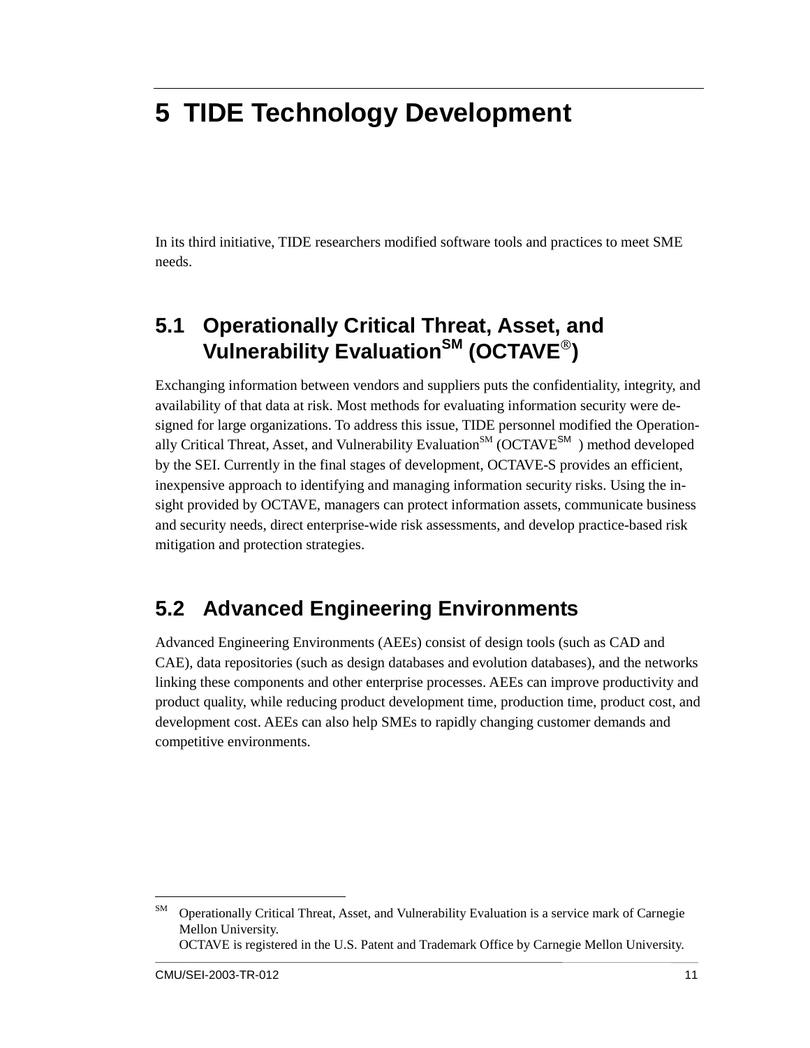# 5 TIDE Technology Development

In its third initiative, TIDE researchers modified software tools and practices to meet SME needs.

## 5.1 Operationally Critical Threat, Asset, and Vulnerability Evaluation℠ (OCTAVE®)

Exchanging information between vendors and suppliers puts the confidentiality, integrity, and availability of that data at risk. Most methods for evaluating information security were designed for large organizations. To address this issue, TIDE personnel modified the Operationally Critical Threat, Asset, and Vulnerability Evaluation℠ (OCTAVE℠ ) method developed by the SEI. Currently in the final stages of development, OCTAVE-S provides an efficient, inexpensive approach to identifying and managing information security risks. Using the insight provided by OCTAVE, managers can protect information assets, communicate business and security needs, direct enterprise-wide risk assessments, and develop practice-based risk mitigation and protection strategies.

## 5.2 Advanced Engineering Environments

Advanced Engineering Environments (AEEs) consist of design tools (such as CAD and CAE), data repositories (such as design databases and evolution databases), and the networks linking these components and other enterprise processes. AEEs can improve productivity and product quality, while reducing product development time, production time, product cost, and development cost. AEEs can also help SMEs to rapidly changing customer demands and competitive environments.

---

℠ Operationally Critical Threat, Asset, and Vulnerability Evaluation is a service mark of Carnegie Mellon University.
OCTAVE is registered in the U.S. Patent and Trademark Office by Carnegie Mellon University.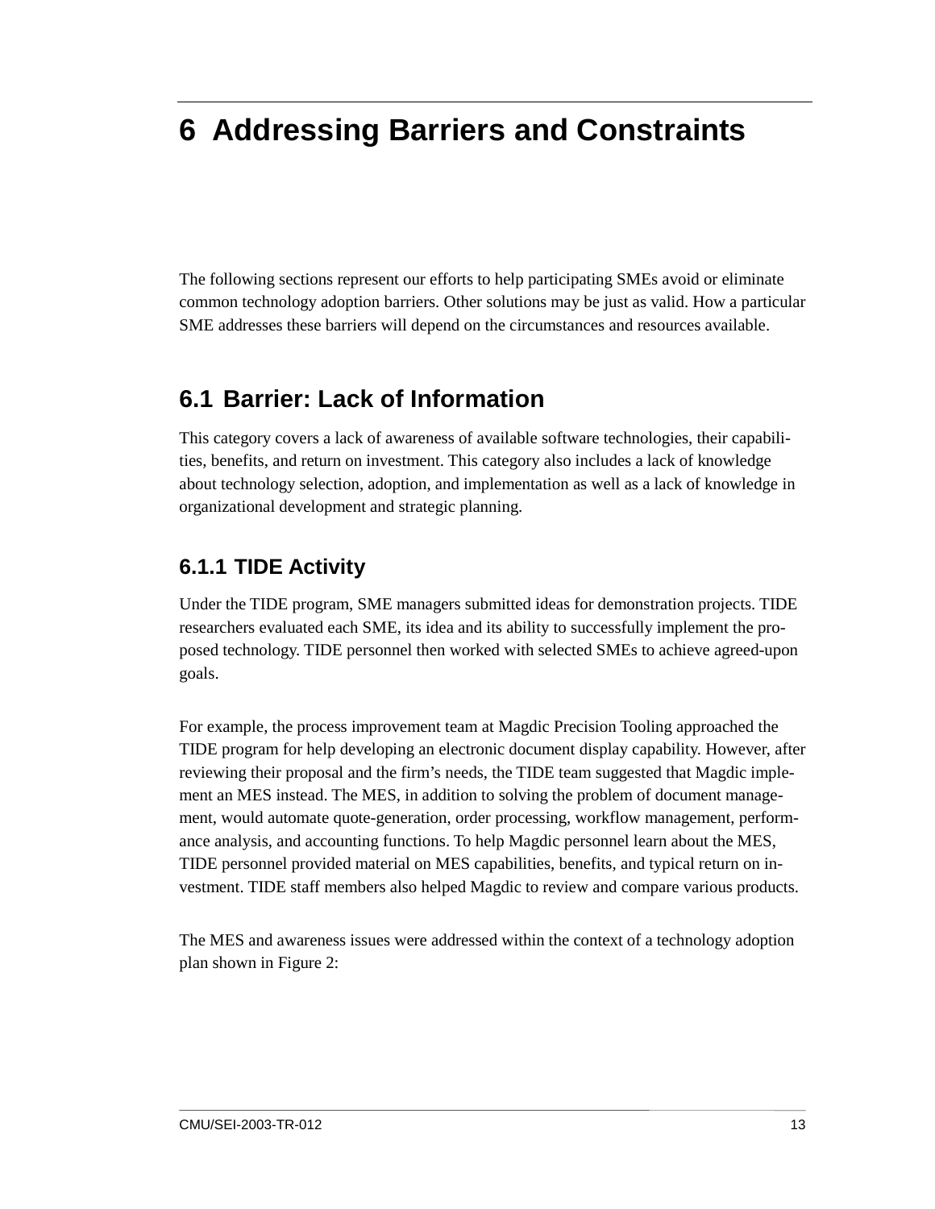# 6 Addressing Barriers and Constraints

The following sections represent our efforts to help participating SMEs avoid or eliminate common technology adoption barriers. Other solutions may be just as valid. How a particular SME addresses these barriers will depend on the circumstances and resources available.

## 6.1 Barrier: Lack of Information

This category covers a lack of awareness of available software technologies, their capabilities, benefits, and return on investment. This category also includes a lack of knowledge about technology selection, adoption, and implementation as well as a lack of knowledge in organizational development and strategic planning.

### 6.1.1 TIDE Activity

Under the TIDE program, SME managers submitted ideas for demonstration projects. TIDE researchers evaluated each SME, its idea and its ability to successfully implement the proposed technology. TIDE personnel then worked with selected SMEs to achieve agreed-upon goals.

For example, the process improvement team at Magdic Precision Tooling approached the TIDE program for help developing an electronic document display capability. However, after reviewing their proposal and the firm's needs, the TIDE team suggested that Magdic implement an MES instead. The MES, in addition to solving the problem of document management, would automate quote-generation, order processing, workflow management, performance analysis, and accounting functions. To help Magdic personnel learn about the MES, TIDE personnel provided material on MES capabilities, benefits, and typical return on investment. TIDE staff members also helped Magdic to review and compare various products.

The MES and awareness issues were addressed within the context of a technology adoption plan shown in Figure 2: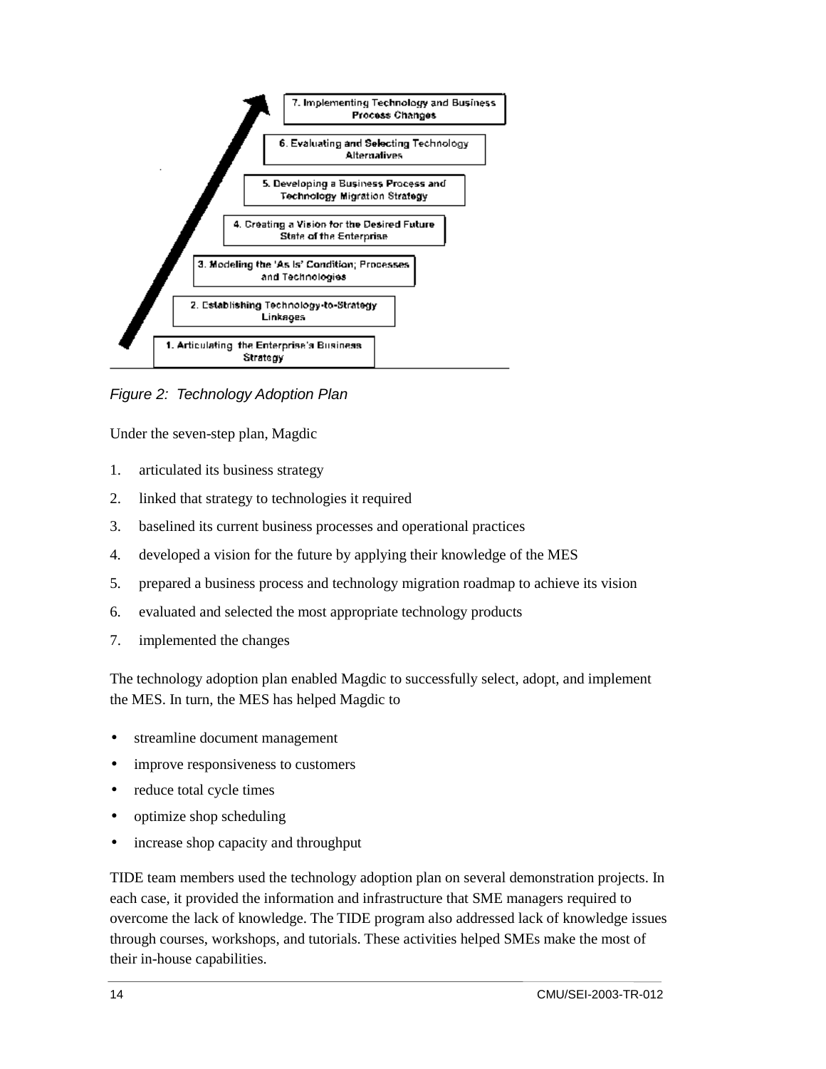7. Implementing Technology and Business Process Changes

6. Evaluating and Selecting Technology Alternatives

5. Developing a Business Process and Technology Migration Strategy

4. Creating a Vision for the Desired Future State of the Enterprise

3. Modeling the 'As Is' Condition; Processes and Technologies

2. Establishing Technology-to-Strategy Linkages

1. Articulating the Enterprise's Business Strategy

*Figure 2: Technology Adoption Plan*

Under the seven-step plan, Magdic

1. articulated its business strategy
2. linked that strategy to technologies it required
3. baselined its current business processes and operational practices
4. developed a vision for the future by applying their knowledge of the MES
5. prepared a business process and technology migration roadmap to achieve its vision
6. evaluated and selected the most appropriate technology products
7. implemented the changes

The technology adoption plan enabled Magdic to successfully select, adopt, and implement the MES. In turn, the MES has helped Magdic to

- streamline document management
- improve responsiveness to customers
- reduce total cycle times
- optimize shop scheduling
- increase shop capacity and throughput

TIDE team members used the technology adoption plan on several demonstration projects. In each case, it provided the information and infrastructure that SME managers required to overcome the lack of knowledge. The TIDE program also addressed lack of knowledge issues through courses, workshops, and tutorials. These activities helped SMEs make the most of their in-house capabilities.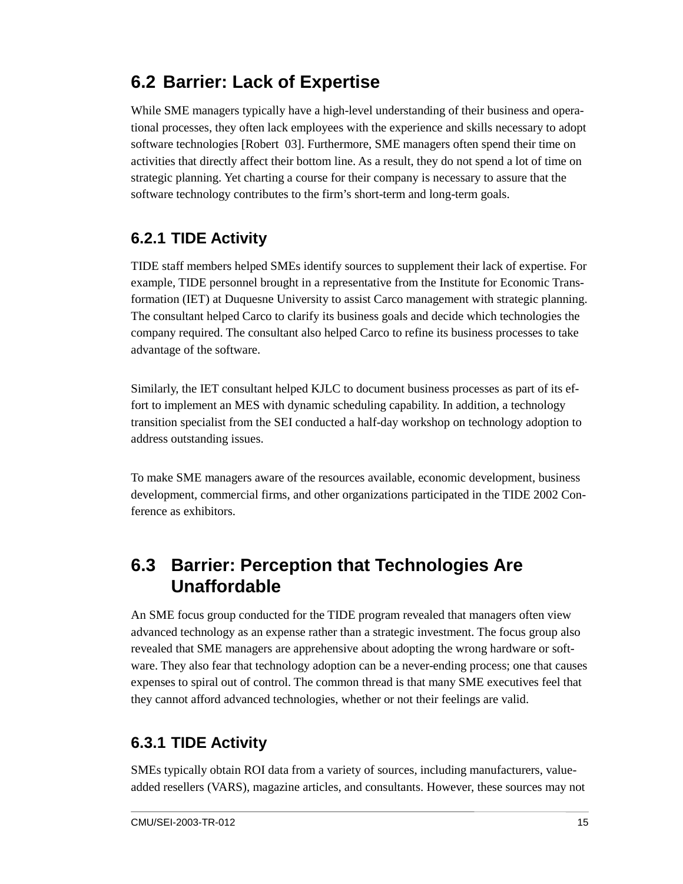## 6.2 Barrier: Lack of Expertise

While SME managers typically have a high-level understanding of their business and operational processes, they often lack employees with the experience and skills necessary to adopt software technologies [Robert 03]. Furthermore, SME managers often spend their time on activities that directly affect their bottom line. As a result, they do not spend a lot of time on strategic planning. Yet charting a course for their company is necessary to assure that the software technology contributes to the firm's short-term and long-term goals.

### 6.2.1 TIDE Activity

TIDE staff members helped SMEs identify sources to supplement their lack of expertise. For example, TIDE personnel brought in a representative from the Institute for Economic Transformation (IET) at Duquesne University to assist Carco management with strategic planning. The consultant helped Carco to clarify its business goals and decide which technologies the company required. The consultant also helped Carco to refine its business processes to take advantage of the software.

Similarly, the IET consultant helped KJLC to document business processes as part of its effort to implement an MES with dynamic scheduling capability. In addition, a technology transition specialist from the SEI conducted a half-day workshop on technology adoption to address outstanding issues.

To make SME managers aware of the resources available, economic development, business development, commercial firms, and other organizations participated in the TIDE 2002 Conference as exhibitors.

## 6.3 Barrier: Perception that Technologies Are Unaffordable

An SME focus group conducted for the TIDE program revealed that managers often view advanced technology as an expense rather than a strategic investment. The focus group also revealed that SME managers are apprehensive about adopting the wrong hardware or software. They also fear that technology adoption can be a never-ending process; one that causes expenses to spiral out of control. The common thread is that many SME executives feel that they cannot afford advanced technologies, whether or not their feelings are valid.

### 6.3.1 TIDE Activity

SMEs typically obtain ROI data from a variety of sources, including manufacturers, value-added resellers (VARS), magazine articles, and consultants. However, these sources may not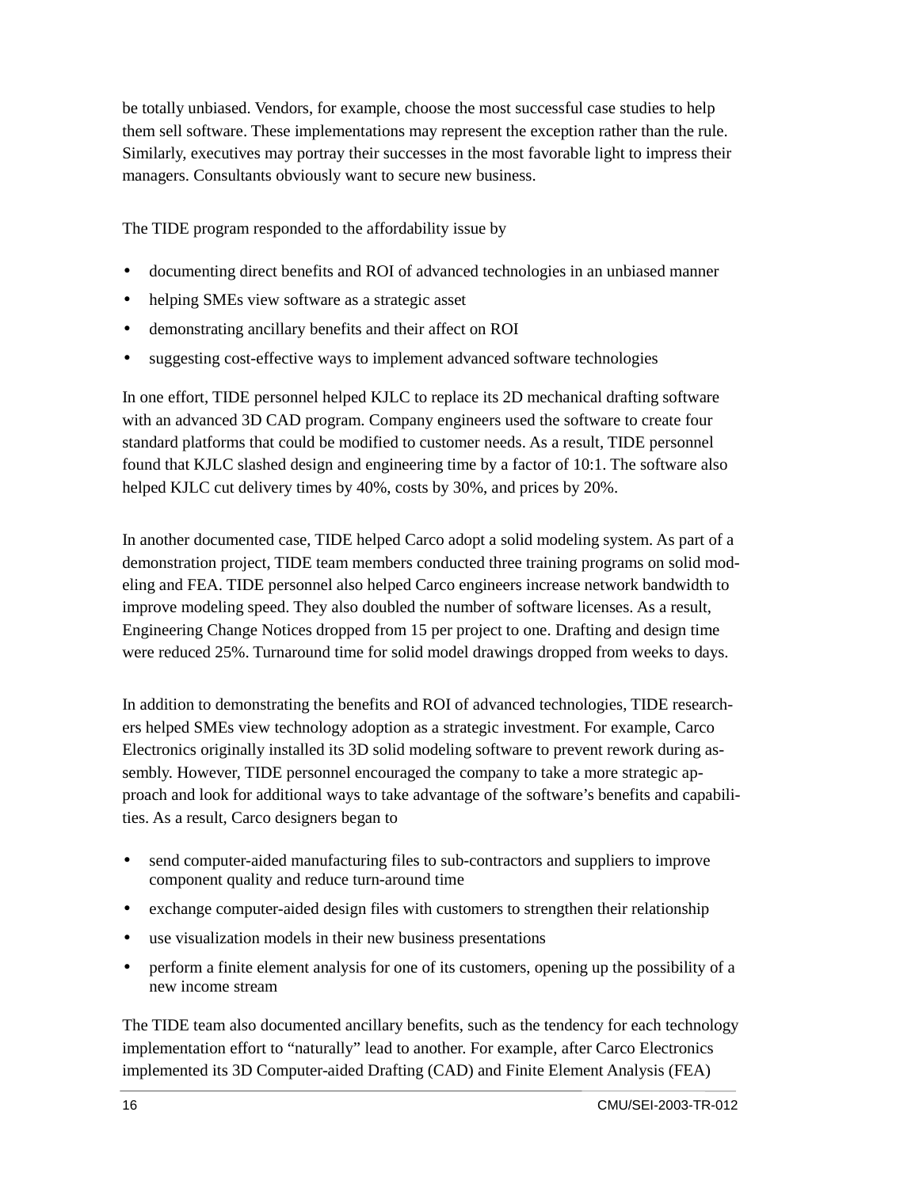be totally unbiased. Vendors, for example, choose the most successful case studies to help them sell software. These implementations may represent the exception rather than the rule. Similarly, executives may portray their successes in the most favorable light to impress their managers. Consultants obviously want to secure new business.

The TIDE program responded to the affordability issue by

- documenting direct benefits and ROI of advanced technologies in an unbiased manner
- helping SMEs view software as a strategic asset
- demonstrating ancillary benefits and their affect on ROI
- suggesting cost-effective ways to implement advanced software technologies

In one effort, TIDE personnel helped KJLC to replace its 2D mechanical drafting software with an advanced 3D CAD program. Company engineers used the software to create four standard platforms that could be modified to customer needs. As a result, TIDE personnel found that KJLC slashed design and engineering time by a factor of 10:1. The software also helped KJLC cut delivery times by 40%, costs by 30%, and prices by 20%.

In another documented case, TIDE helped Carco adopt a solid modeling system. As part of a demonstration project, TIDE team members conducted three training programs on solid modeling and FEA. TIDE personnel also helped Carco engineers increase network bandwidth to improve modeling speed. They also doubled the number of software licenses. As a result, Engineering Change Notices dropped from 15 per project to one. Drafting and design time were reduced 25%. Turnaround time for solid model drawings dropped from weeks to days.

In addition to demonstrating the benefits and ROI of advanced technologies, TIDE researchers helped SMEs view technology adoption as a strategic investment. For example, Carco Electronics originally installed its 3D solid modeling software to prevent rework during assembly. However, TIDE personnel encouraged the company to take a more strategic approach and look for additional ways to take advantage of the software's benefits and capabilities. As a result, Carco designers began to

- send computer-aided manufacturing files to sub-contractors and suppliers to improve component quality and reduce turn-around time
- exchange computer-aided design files with customers to strengthen their relationship
- use visualization models in their new business presentations
- perform a finite element analysis for one of its customers, opening up the possibility of a new income stream

The TIDE team also documented ancillary benefits, such as the tendency for each technology implementation effort to "naturally" lead to another. For example, after Carco Electronics implemented its 3D Computer-aided Drafting (CAD) and Finite Element Analysis (FEA)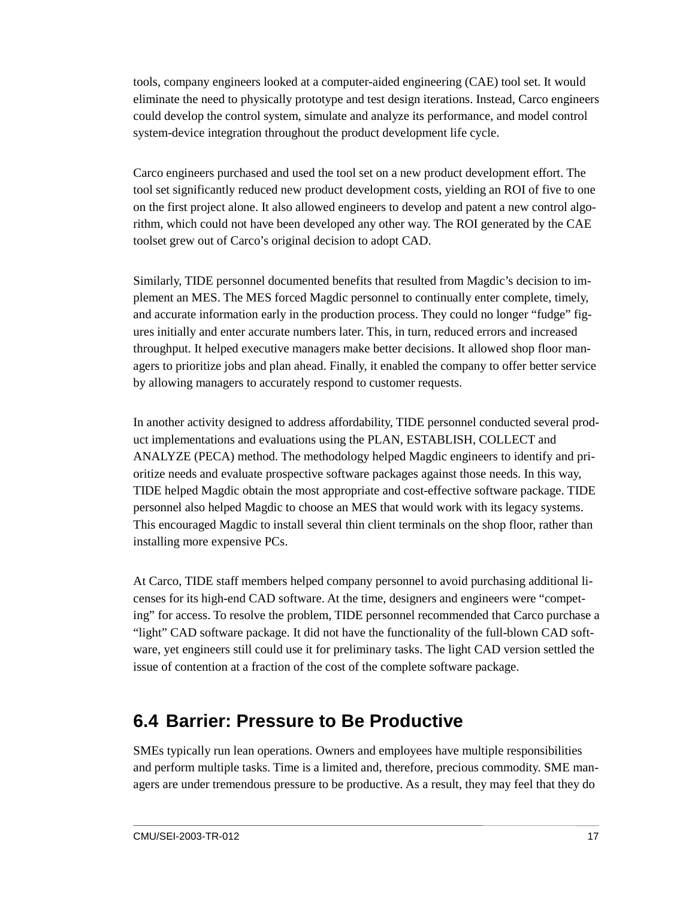tools, company engineers looked at a computer-aided engineering (CAE) tool set. It would eliminate the need to physically prototype and test design iterations. Instead, Carco engineers could develop the control system, simulate and analyze its performance, and model control system-device integration throughout the product development life cycle.

Carco engineers purchased and used the tool set on a new product development effort. The tool set significantly reduced new product development costs, yielding an ROI of five to one on the first project alone. It also allowed engineers to develop and patent a new control algorithm, which could not have been developed any other way. The ROI generated by the CAE toolset grew out of Carco's original decision to adopt CAD.

Similarly, TIDE personnel documented benefits that resulted from Magdic's decision to implement an MES. The MES forced Magdic personnel to continually enter complete, timely, and accurate information early in the production process. They could no longer "fudge" figures initially and enter accurate numbers later. This, in turn, reduced errors and increased throughput. It helped executive managers make better decisions. It allowed shop floor managers to prioritize jobs and plan ahead. Finally, it enabled the company to offer better service by allowing managers to accurately respond to customer requests.

In another activity designed to address affordability, TIDE personnel conducted several product implementations and evaluations using the PLAN, ESTABLISH, COLLECT and ANALYZE (PECA) method. The methodology helped Magdic engineers to identify and prioritize needs and evaluate prospective software packages against those needs. In this way, TIDE helped Magdic obtain the most appropriate and cost-effective software package. TIDE personnel also helped Magdic to choose an MES that would work with its legacy systems. This encouraged Magdic to install several thin client terminals on the shop floor, rather than installing more expensive PCs.

At Carco, TIDE staff members helped company personnel to avoid purchasing additional licenses for its high-end CAD software. At the time, designers and engineers were "competing" for access. To resolve the problem, TIDE personnel recommended that Carco purchase a "light" CAD software package. It did not have the functionality of the full-blown CAD software, yet engineers still could use it for preliminary tasks. The light CAD version settled the issue of contention at a fraction of the cost of the complete software package.

## 6.4 Barrier: Pressure to Be Productive

SMEs typically run lean operations. Owners and employees have multiple responsibilities and perform multiple tasks. Time is a limited and, therefore, precious commodity. SME managers are under tremendous pressure to be productive. As a result, they may feel that they do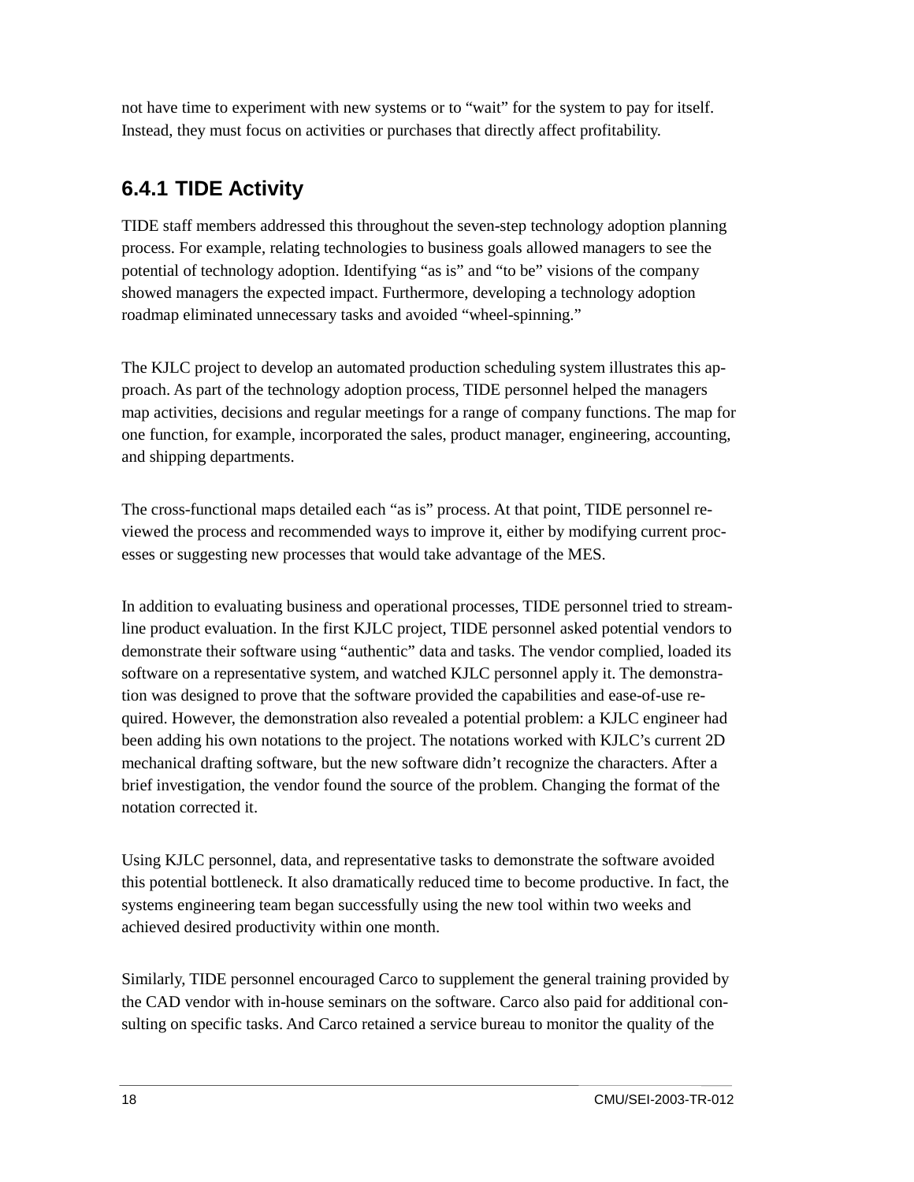not have time to experiment with new systems or to “wait” for the system to pay for itself. Instead, they must focus on activities or purchases that directly affect profitability.

### 6.4.1 TIDE Activity

TIDE staff members addressed this throughout the seven-step technology adoption planning process. For example, relating technologies to business goals allowed managers to see the potential of technology adoption. Identifying “as is” and “to be” visions of the company showed managers the expected impact. Furthermore, developing a technology adoption roadmap eliminated unnecessary tasks and avoided “wheel-spinning.”

The KJLC project to develop an automated production scheduling system illustrates this approach. As part of the technology adoption process, TIDE personnel helped the managers map activities, decisions and regular meetings for a range of company functions. The map for one function, for example, incorporated the sales, product manager, engineering, accounting, and shipping departments.

The cross-functional maps detailed each “as is” process. At that point, TIDE personnel reviewed the process and recommended ways to improve it, either by modifying current processes or suggesting new processes that would take advantage of the MES.

In addition to evaluating business and operational processes, TIDE personnel tried to streamline product evaluation. In the first KJLC project, TIDE personnel asked potential vendors to demonstrate their software using “authentic” data and tasks. The vendor complied, loaded its software on a representative system, and watched KJLC personnel apply it. The demonstration was designed to prove that the software provided the capabilities and ease-of-use required. However, the demonstration also revealed a potential problem: a KJLC engineer had been adding his own notations to the project. The notations worked with KJLC’s current 2D mechanical drafting software, but the new software didn’t recognize the characters. After a brief investigation, the vendor found the source of the problem. Changing the format of the notation corrected it.

Using KJLC personnel, data, and representative tasks to demonstrate the software avoided this potential bottleneck. It also dramatically reduced time to become productive. In fact, the systems engineering team began successfully using the new tool within two weeks and achieved desired productivity within one month.

Similarly, TIDE personnel encouraged Carco to supplement the general training provided by the CAD vendor with in-house seminars on the software. Carco also paid for additional consulting on specific tasks. And Carco retained a service bureau to monitor the quality of the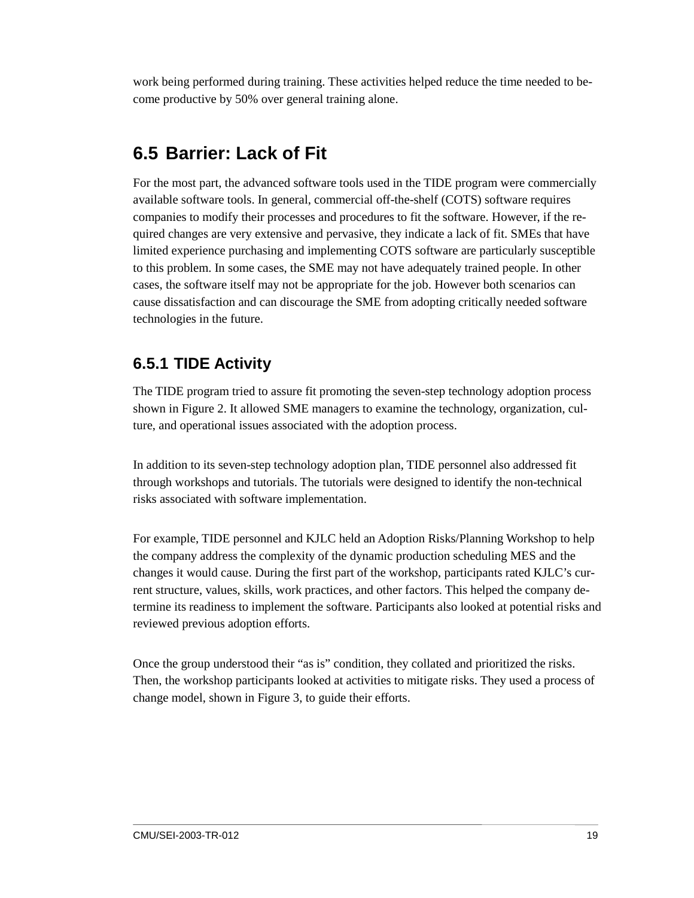work being performed during training. These activities helped reduce the time needed to become productive by 50% over general training alone.

## 6.5 Barrier: Lack of Fit

For the most part, the advanced software tools used in the TIDE program were commercially available software tools. In general, commercial off-the-shelf (COTS) software requires companies to modify their processes and procedures to fit the software. However, if the required changes are very extensive and pervasive, they indicate a lack of fit. SMEs that have limited experience purchasing and implementing COTS software are particularly susceptible to this problem. In some cases, the SME may not have adequately trained people. In other cases, the software itself may not be appropriate for the job. However both scenarios can cause dissatisfaction and can discourage the SME from adopting critically needed software technologies in the future.

### 6.5.1 TIDE Activity

The TIDE program tried to assure fit promoting the seven-step technology adoption process shown in Figure 2. It allowed SME managers to examine the technology, organization, culture, and operational issues associated with the adoption process.

In addition to its seven-step technology adoption plan, TIDE personnel also addressed fit through workshops and tutorials. The tutorials were designed to identify the non-technical risks associated with software implementation.

For example, TIDE personnel and KJLC held an Adoption Risks/Planning Workshop to help the company address the complexity of the dynamic production scheduling MES and the changes it would cause. During the first part of the workshop, participants rated KJLC's current structure, values, skills, work practices, and other factors. This helped the company determine its readiness to implement the software. Participants also looked at potential risks and reviewed previous adoption efforts.

Once the group understood their "as is" condition, they collated and prioritized the risks. Then, the workshop participants looked at activities to mitigate risks. They used a process of change model, shown in Figure 3, to guide their efforts.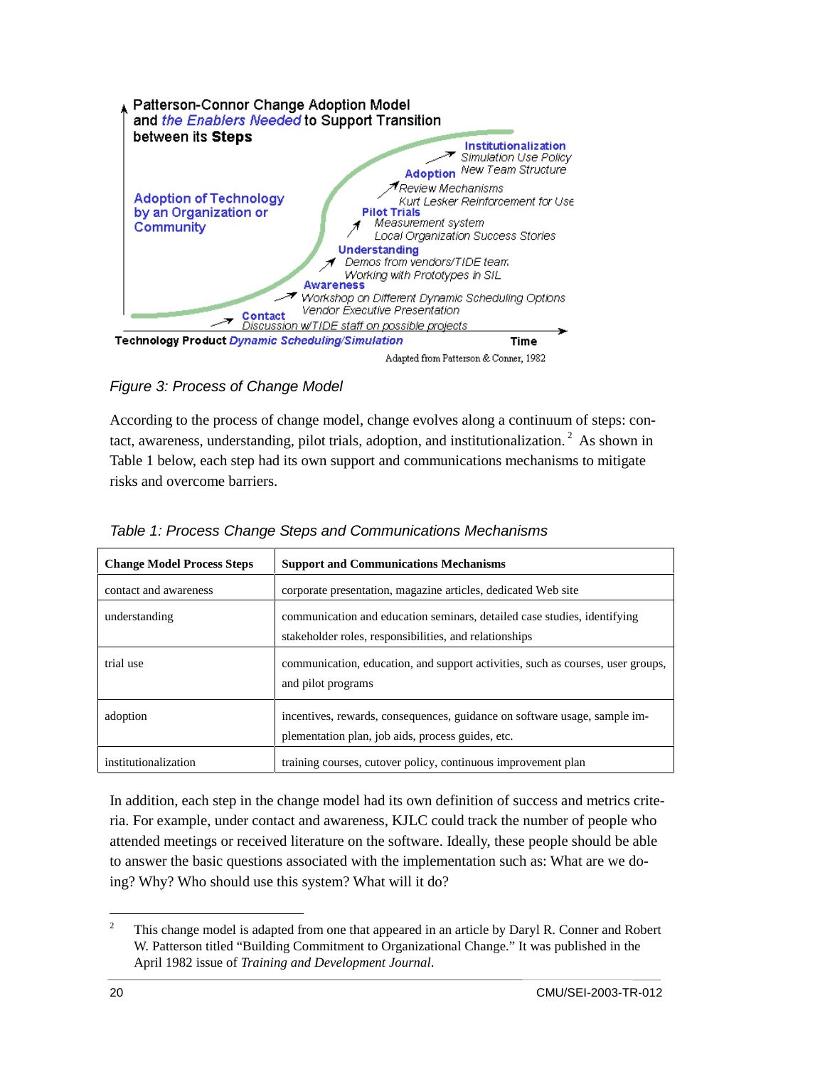Patterson-Connor Change Adoption Model and *the Enablers Needed* to Support Transition between its **Steps**

**Institutionalization**
*Simulation Use Policy*
*New Team Structure*

**Adoption**
*Review Mechanisms*
*Kurt Lesker Reinforcement for Use*

**Pilot Trials**
*Measurement system*
*Local Organization Success Stories*

**Understanding**
*Demos from vendors/TIDE team*
*Working with Prototypes in SIL*

**Awareness**
*Workshop on Different Dynamic Scheduling Options*
*Vendor Executive Presentation*

**Contact**
*Discussion w/TIDE staff on possible projects*

Adoption of Technology by an Organization or Community

**Technology Product** *Dynamic Scheduling/Simulation* — **Time**

Adapted from Patterson & Conner, 1982

*Figure 3: Process of Change Model*

According to the process of change model, change evolves along a continuum of steps: contact, awareness, understanding, pilot trials, adoption, and institutionalization.[2] As shown in Table 1 below, each step had its own support and communications mechanisms to mitigate risks and overcome barriers.

*Table 1: Process Change Steps and Communications Mechanisms*

| Change Model Process Steps | Support and Communications Mechanisms |
|---|---|
| contact and awareness | corporate presentation, magazine articles, dedicated Web site |
| understanding | communication and education seminars, detailed case studies, identifying stakeholder roles, responsibilities, and relationships |
| trial use | communication, education, and support activities, such as courses, user groups, and pilot programs |
| adoption | incentives, rewards, consequences, guidance on software usage, sample implementation plan, job aids, process guides, etc. |
| institutionalization | training courses, cutover policy, continuous improvement plan |

In addition, each step in the change model had its own definition of success and metrics criteria. For example, under contact and awareness, KJLC could track the number of people who attended meetings or received literature on the software. Ideally, these people should be able to answer the basic questions associated with the implementation such as: What are we doing? Why? Who should use this system? What will it do?

---

[2] This change model is adapted from one that appeared in an article by Daryl R. Conner and Robert W. Patterson titled "Building Commitment to Organizational Change." It was published in the April 1982 issue of *Training and Development Journal*.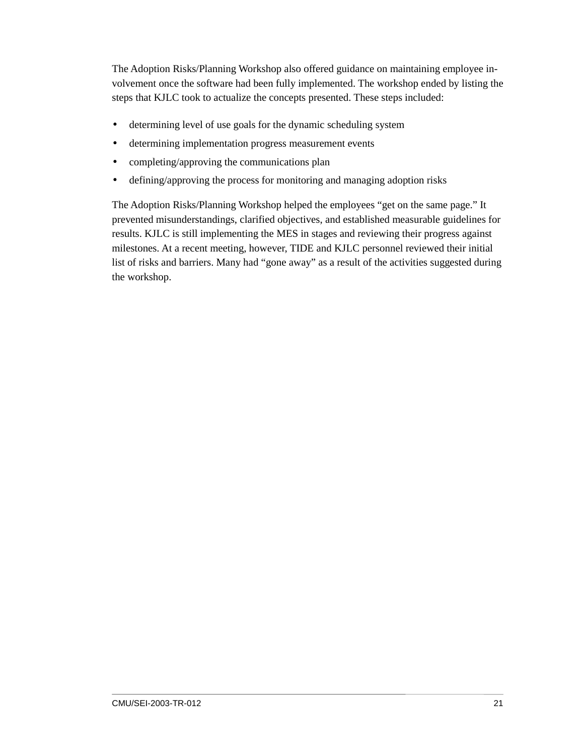The Adoption Risks/Planning Workshop also offered guidance on maintaining employee involvement once the software had been fully implemented. The workshop ended by listing the steps that KJLC took to actualize the concepts presented. These steps included:

- determining level of use goals for the dynamic scheduling system
- determining implementation progress measurement events
- completing/approving the communications plan
- defining/approving the process for monitoring and managing adoption risks

The Adoption Risks/Planning Workshop helped the employees “get on the same page.” It prevented misunderstandings, clarified objectives, and established measurable guidelines for results. KJLC is still implementing the MES in stages and reviewing their progress against milestones. At a recent meeting, however, TIDE and KJLC personnel reviewed their initial list of risks and barriers. Many had “gone away” as a result of the activities suggested during the workshop.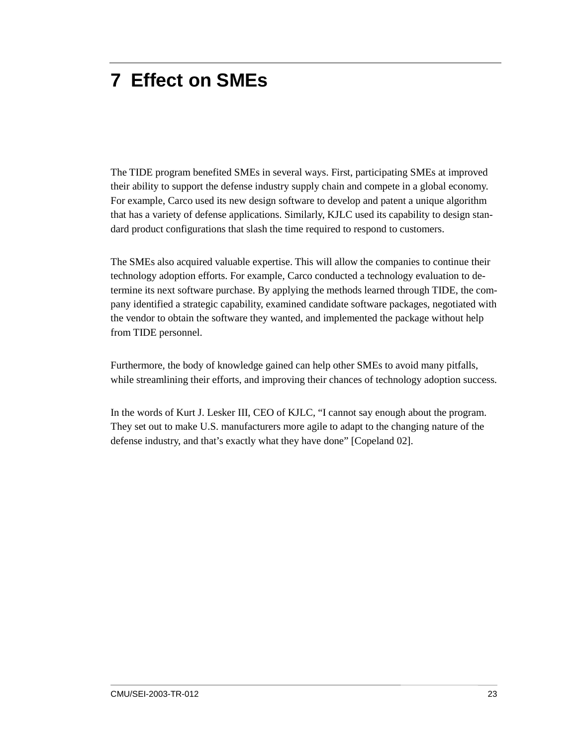# 7 Effect on SMEs

The TIDE program benefited SMEs in several ways. First, participating SMEs at improved their ability to support the defense industry supply chain and compete in a global economy. For example, Carco used its new design software to develop and patent a unique algorithm that has a variety of defense applications. Similarly, KJLC used its capability to design standard product configurations that slash the time required to respond to customers.

The SMEs also acquired valuable expertise. This will allow the companies to continue their technology adoption efforts. For example, Carco conducted a technology evaluation to determine its next software purchase. By applying the methods learned through TIDE, the company identified a strategic capability, examined candidate software packages, negotiated with the vendor to obtain the software they wanted, and implemented the package without help from TIDE personnel.

Furthermore, the body of knowledge gained can help other SMEs to avoid many pitfalls, while streamlining their efforts, and improving their chances of technology adoption success.

In the words of Kurt J. Lesker III, CEO of KJLC, “I cannot say enough about the program. They set out to make U.S. manufacturers more agile to adapt to the changing nature of the defense industry, and that’s exactly what they have done” [Copeland 02].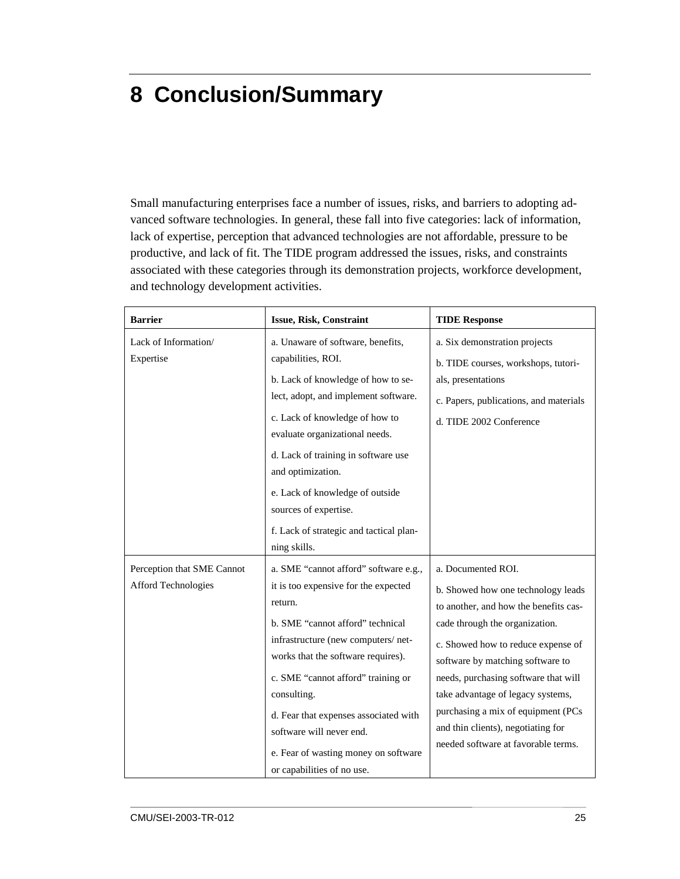# 8 Conclusion/Summary

Small manufacturing enterprises face a number of issues, risks, and barriers to adopting advanced software technologies. In general, these fall into five categories: lack of information, lack of expertise, perception that advanced technologies are not affordable, pressure to be productive, and lack of fit. The TIDE program addressed the issues, risks, and constraints associated with these categories through its demonstration projects, workforce development, and technology development activities.

| **Barrier** | **Issue, Risk, Constraint** | **TIDE Response** |
|---|---|---|
| Lack of Information/ Expertise | a. Unaware of software, benefits, capabilities, ROI.<br>b. Lack of knowledge of how to select, adopt, and implement software.<br>c. Lack of knowledge of how to evaluate organizational needs.<br>d. Lack of training in software use and optimization.<br>e. Lack of knowledge of outside sources of expertise.<br>f. Lack of strategic and tactical planning skills. | a. Six demonstration projects<br>b. TIDE courses, workshops, tutorials, presentations<br>c. Papers, publications, and materials<br>d. TIDE 2002 Conference |
| Perception that SME Cannot Afford Technologies | a. SME "cannot afford" software e.g., it is too expensive for the expected return.<br>b. SME "cannot afford" technical infrastructure (new computers/ networks that the software requires).<br>c. SME "cannot afford" training or consulting.<br>d. Fear that expenses associated with software will never end.<br>e. Fear of wasting money on software or capabilities of no use. | a. Documented ROI.<br>b. Showed how one technology leads to another, and how the benefits cascade through the organization.<br>c. Showed how to reduce expense of software by matching software to needs, purchasing software that will take advantage of legacy systems, purchasing a mix of equipment (PCs and thin clients), negotiating for needed software at favorable terms. |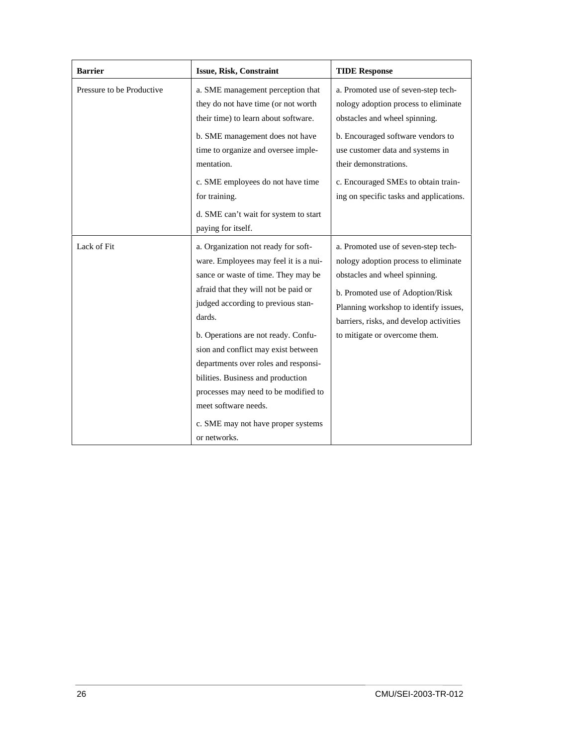| Barrier | Issue, Risk, Constraint | TIDE Response |
|---|---|---|
| Pressure to be Productive | a. SME management perception that they do not have time (or not worth their time) to learn about software.<br>b. SME management does not have time to organize and oversee implementation.<br>c. SME employees do not have time for training.<br>d. SME can't wait for system to start paying for itself. | a. Promoted use of seven-step technology adoption process to eliminate obstacles and wheel spinning.<br>b. Encouraged software vendors to use customer data and systems in their demonstrations.<br>c. Encouraged SMEs to obtain training on specific tasks and applications. |
| Lack of Fit | a. Organization not ready for software. Employees may feel it is a nuisance or waste of time. They may be afraid that they will not be paid or judged according to previous standards.<br>b. Operations are not ready. Confusion and conflict may exist between departments over roles and responsibilities. Business and production processes may need to be modified to meet software needs.<br>c. SME may not have proper systems or networks. | a. Promoted use of seven-step technology adoption process to eliminate obstacles and wheel spinning.<br>b. Promoted use of Adoption/Risk Planning workshop to identify issues, barriers, risks, and develop activities to mitigate or overcome them. |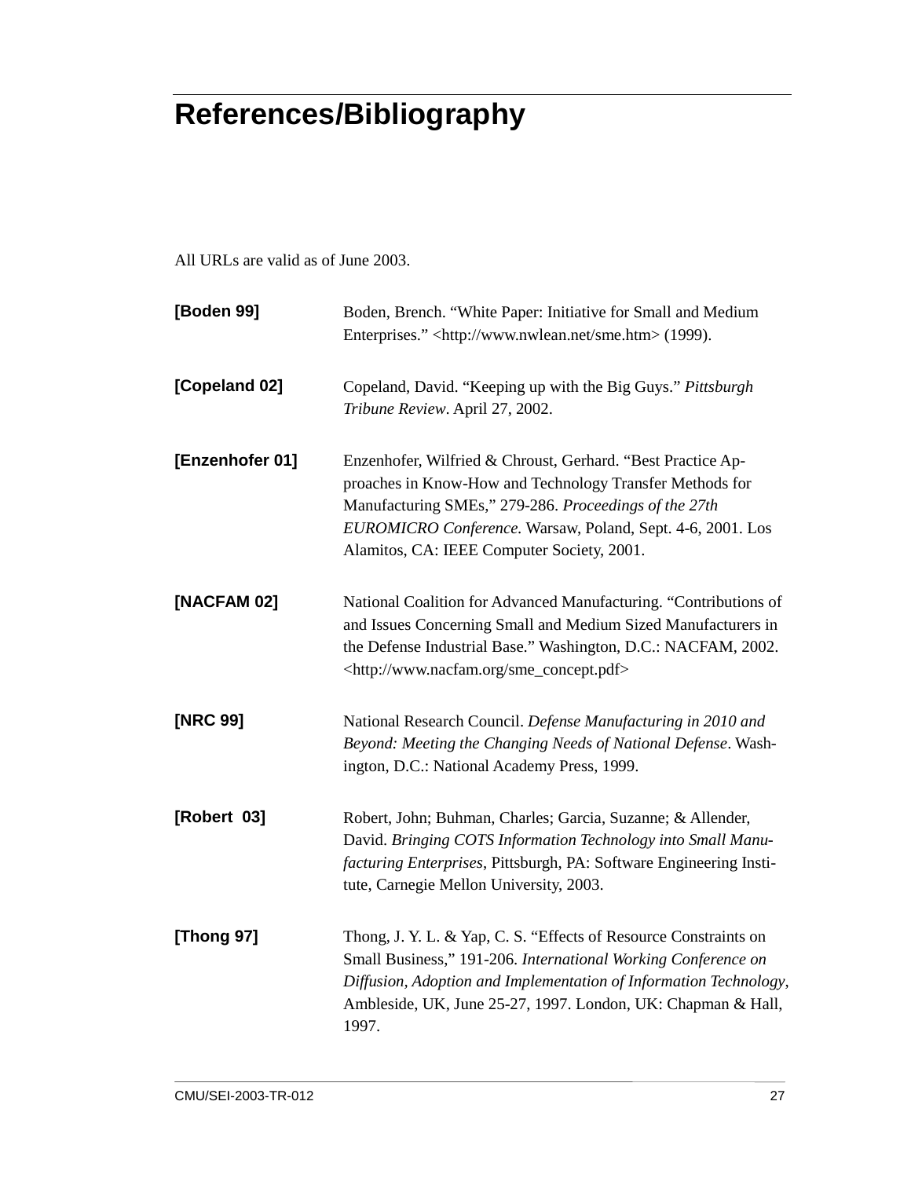# References/Bibliography

All URLs are valid as of June 2003.

**[Boden 99]** Boden, Brench. "White Paper: Initiative for Small and Medium Enterprises." <http://www.nwlean.net/sme.htm> (1999).

**[Copeland 02]** Copeland, David. "Keeping up with the Big Guys." *Pittsburgh Tribune Review*. April 27, 2002.

**[Enzenhofer 01]** Enzenhofer, Wilfried & Chroust, Gerhard. "Best Practice Approaches in Know-How and Technology Transfer Methods for Manufacturing SMEs," 279-286. *Proceedings of the 27th EUROMICRO Conference.* Warsaw, Poland, Sept. 4-6, 2001. Los Alamitos, CA: IEEE Computer Society, 2001.

**[NACFAM 02]** National Coalition for Advanced Manufacturing. "Contributions of and Issues Concerning Small and Medium Sized Manufacturers in the Defense Industrial Base." Washington, D.C.: NACFAM, 2002. <http://www.nacfam.org/sme_concept.pdf>

**[NRC 99]** National Research Council. *Defense Manufacturing in 2010 and Beyond: Meeting the Changing Needs of National Defense*. Washington, D.C.: National Academy Press, 1999.

**[Robert 03]** Robert, John; Buhman, Charles; Garcia, Suzanne; & Allender, David. *Bringing COTS Information Technology into Small Manufacturing Enterprises*, Pittsburgh, PA: Software Engineering Institute, Carnegie Mellon University, 2003.

**[Thong 97]** Thong, J. Y. L. & Yap, C. S. "Effects of Resource Constraints on Small Business," 191-206. *International Working Conference on Diffusion, Adoption and Implementation of Information Technology*, Ambleside, UK, June 25-27, 1997. London, UK: Chapman & Hall, 1997.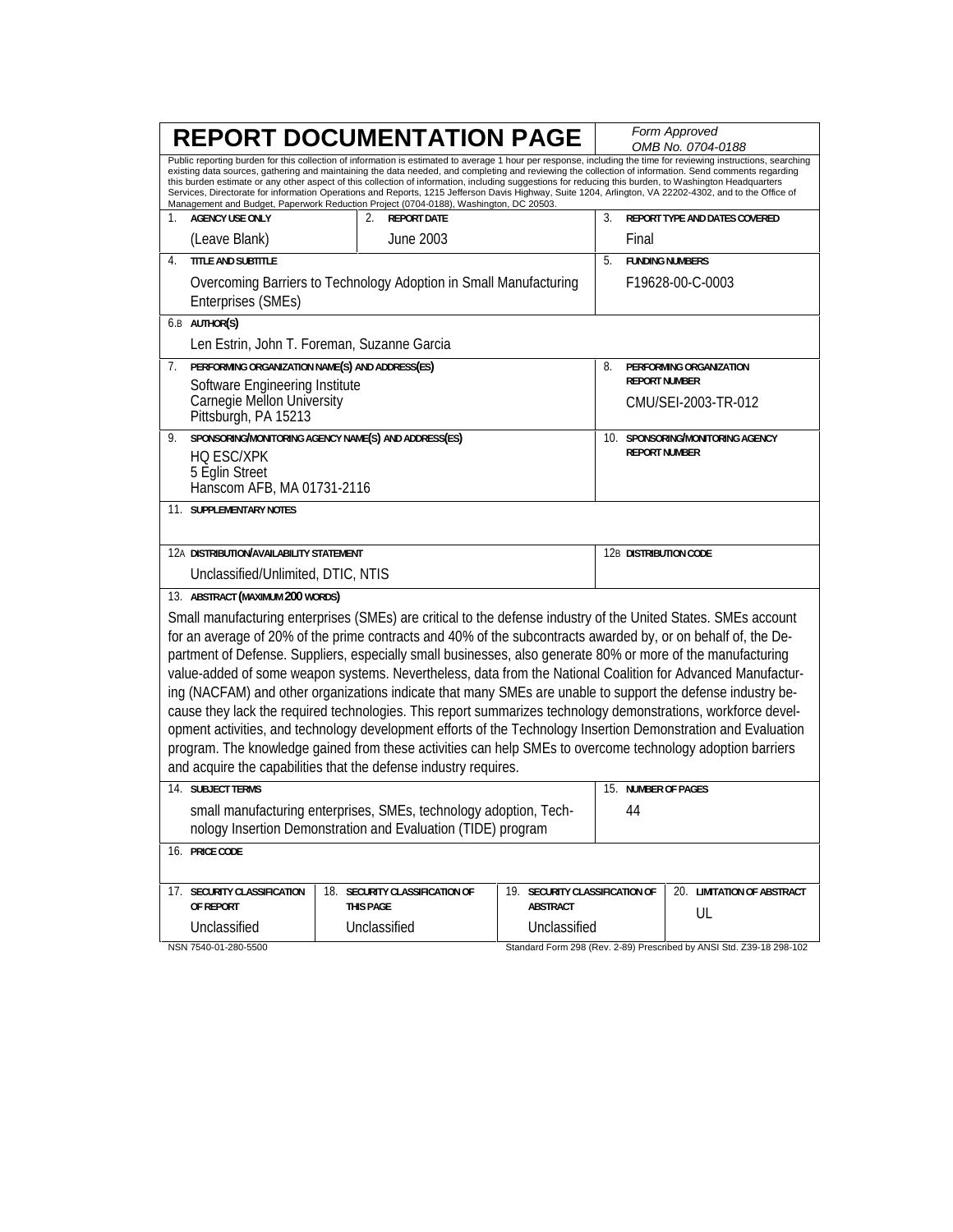# REPORT DOCUMENTATION PAGE

*Form Approved*
*OMB No. 0704-0188*

Public reporting burden for this collection of information is estimated to average 1 hour per response, including the time for reviewing instructions, searching existing data sources, gathering and maintaining the data needed, and completing and reviewing the collection of information. Send comments regarding this burden estimate or any other aspect of this collection of information, including suggestions for reducing this burden, to Washington Headquarters Services, Directorate for information Operations and Reports, 1215 Jefferson Davis Highway, Suite 1204, Arlington, VA 22202-4302, and to the Office of Management and Budget, Paperwork Reduction Project (0704-0188), Washington, DC 20503.

| | | |
|---|---|---|
| 1. AGENCY USE ONLY<br>(Leave Blank) | 2. REPORT DATE<br>June 2003 | 3. REPORT TYPE AND DATES COVERED<br>Final |
| 4. TITLE AND SUBTITLE<br>Overcoming Barriers to Technology Adoption in Small Manufacturing Enterprises (SMEs) | | 5. FUNDING NUMBERS<br>F19628-00-C-0003 |
| 6.B AUTHOR(S)<br>Len Estrin, John T. Foreman, Suzanne Garcia | | |
| 7. PERFORMING ORGANIZATION NAME(S) AND ADDRESS(ES)<br>Software Engineering Institute<br>Carnegie Mellon University<br>Pittsburgh, PA 15213 | | 8. PERFORMING ORGANIZATION REPORT NUMBER<br>CMU/SEI-2003-TR-012 |
| 9. SPONSORING/MONITORING AGENCY NAME(S) AND ADDRESS(ES)<br>HQ ESC/XPK<br>5 Eglin Street<br>Hanscom AFB, MA 01731-2116 | | 10. SPONSORING/MONITORING AGENCY REPORT NUMBER |
| 11. SUPPLEMENTARY NOTES | | |
| 12A DISTRIBUTION/AVAILABILITY STATEMENT<br>Unclassified/Unlimited, DTIC, NTIS | | 12B DISTRIBUTION CODE |

13. ABSTRACT (MAXIMUM 200 WORDS)

Small manufacturing enterprises (SMEs) are critical to the defense industry of the United States. SMEs account for an average of 20% of the prime contracts and 40% of the subcontracts awarded by, or on behalf of, the Department of Defense. Suppliers, especially small businesses, also generate 80% or more of the manufacturing value-added of some weapon systems. Nevertheless, data from the National Coalition for Advanced Manufacturing (NACFAM) and other organizations indicate that many SMEs are unable to support the defense industry because they lack the required technologies. This report summarizes technology demonstrations, workforce development activities, and technology development efforts of the Technology Insertion Demonstration and Evaluation program. The knowledge gained from these activities can help SMEs to overcome technology adoption barriers and acquire the capabilities that the defense industry requires.

| | |
|---|---|
| 14. SUBJECT TERMS<br>small manufacturing enterprises, SMEs, technology adoption, Technology Insertion Demonstration and Evaluation (TIDE) program | 15. NUMBER OF PAGES<br>44 |
| 16. PRICE CODE | |

| 17. SECURITY CLASSIFICATION OF REPORT | 18. SECURITY CLASSIFICATION OF THIS PAGE | 19. SECURITY CLASSIFICATION OF ABSTRACT | 20. LIMITATION OF ABSTRACT |
|---|---|---|---|
| Unclassified | Unclassified | Unclassified | UL |

NSN 7540-01-280-5500

Standard Form 298 (Rev. 2-89) Prescribed by ANSI Std. Z39-18 298-102